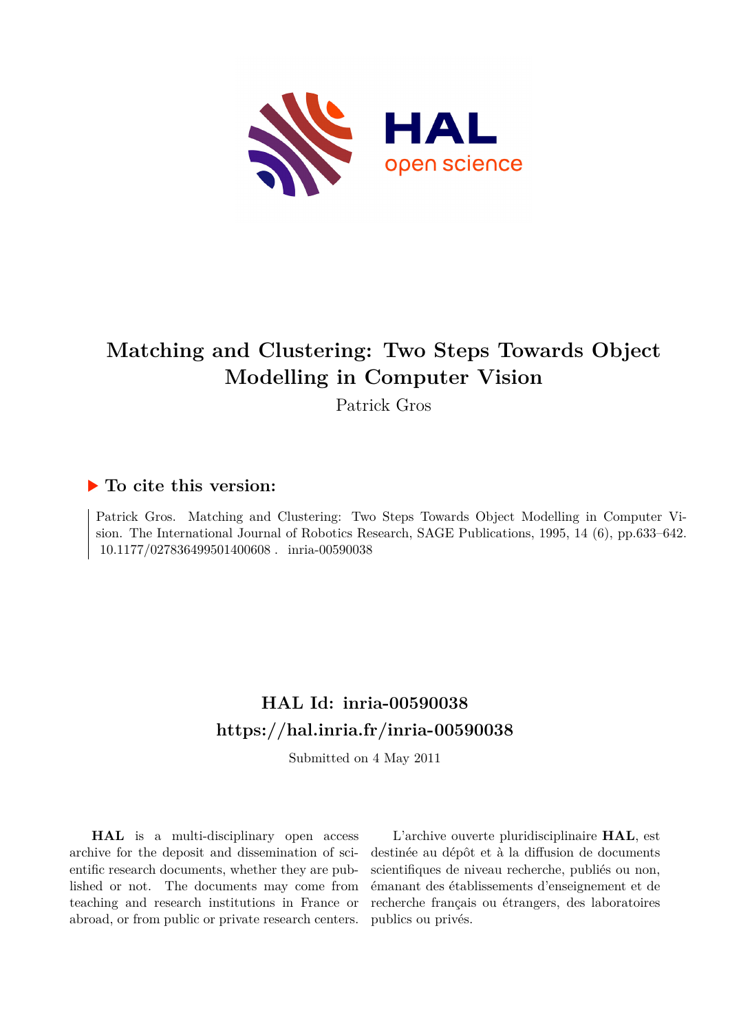# Matching and Clustering: Two Steps Towards Object Modelling in Computer Vision

Patrick Gros

## ▶ To cite this version:

Patrick Gros. Matching and Clustering: Two Steps Towards Object Modelling in Computer Vision. The International Journal of Robotics Research, SAGE Publications, 1995, 14 (6), pp.633–642. 10.1177/027836499501400608 . inria-00590038

## HAL Id: inria-00590038
## https://hal.inria.fr/inria-00590038

Submitted on 4 May 2011

**HAL** is a multi-disciplinary open access archive for the deposit and dissemination of scientific research documents, whether they are published or not. The documents may come from teaching and research institutions in France or abroad, or from public or private research centers.

L'archive ouverte pluridisciplinaire **HAL**, est destinée au dépôt et à la diffusion de documents scientifiques de niveau recherche, publiés ou non, émanant des établissements d'enseignement et de recherche français ou étrangers, des laboratoires publics ou privés.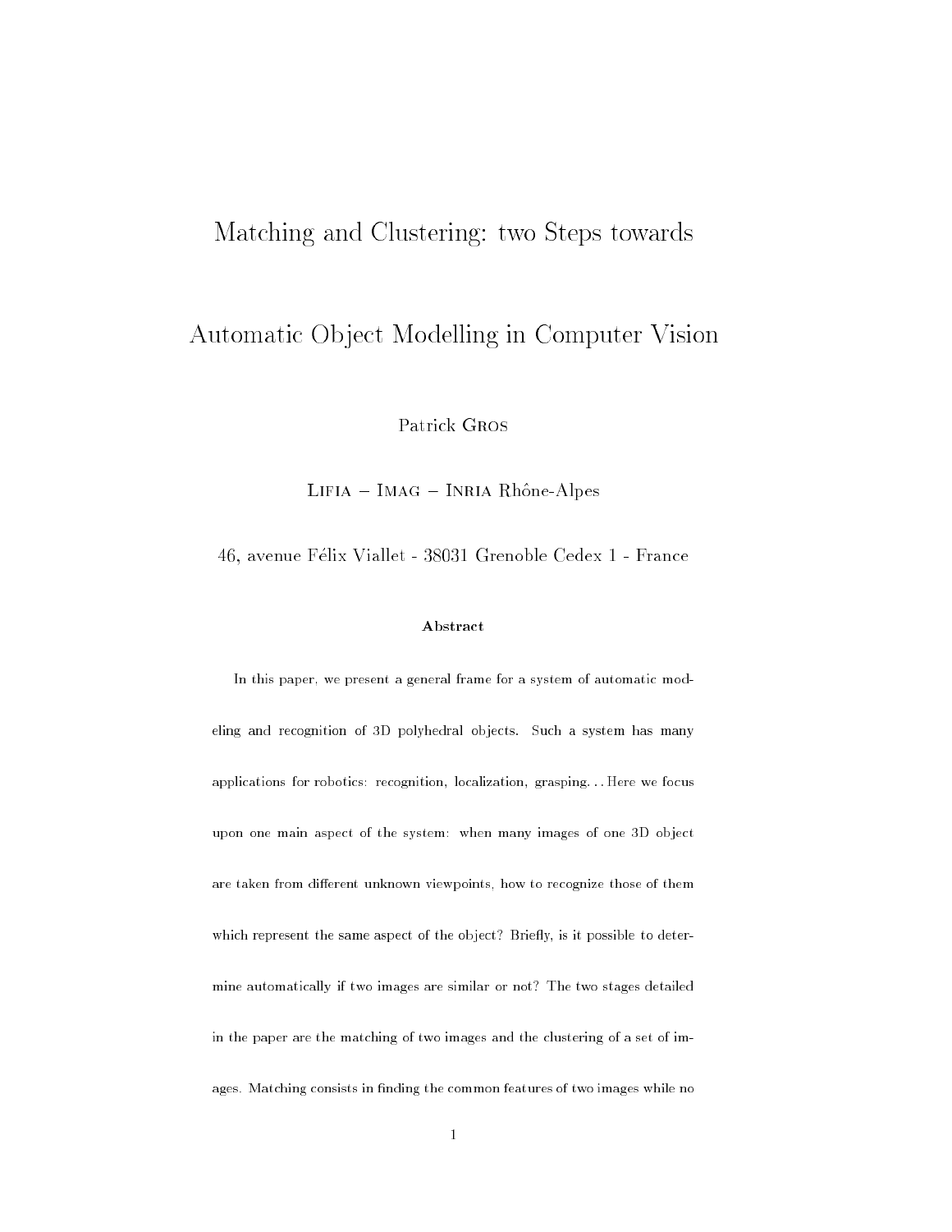# Matching and Clustering: two Steps towards Automatic Object Modelling in Computer Vision

Patrick Gros

Lifia – Imag – Inria Rhône-Alpes

46, avenue Félix Viallet - 38031 Grenoble Cedex 1 - France

### Abstract

In this paper, we present a general frame for a system of automatic modeling and recognition of 3D polyhedral objects. Such a system has many applications for robotics: recognition, localization, grasping... Here we focus upon one main aspect of the system: when many images of one 3D object are taken from different unknown viewpoints, how to recognize those of them which represent the same aspect of the object? Briefly, is it possible to determine automatically if two images are similar or not? The two stages detailed in the paper are the matching of two images and the clustering of a set of images. Matching consists in finding the common features of two images while no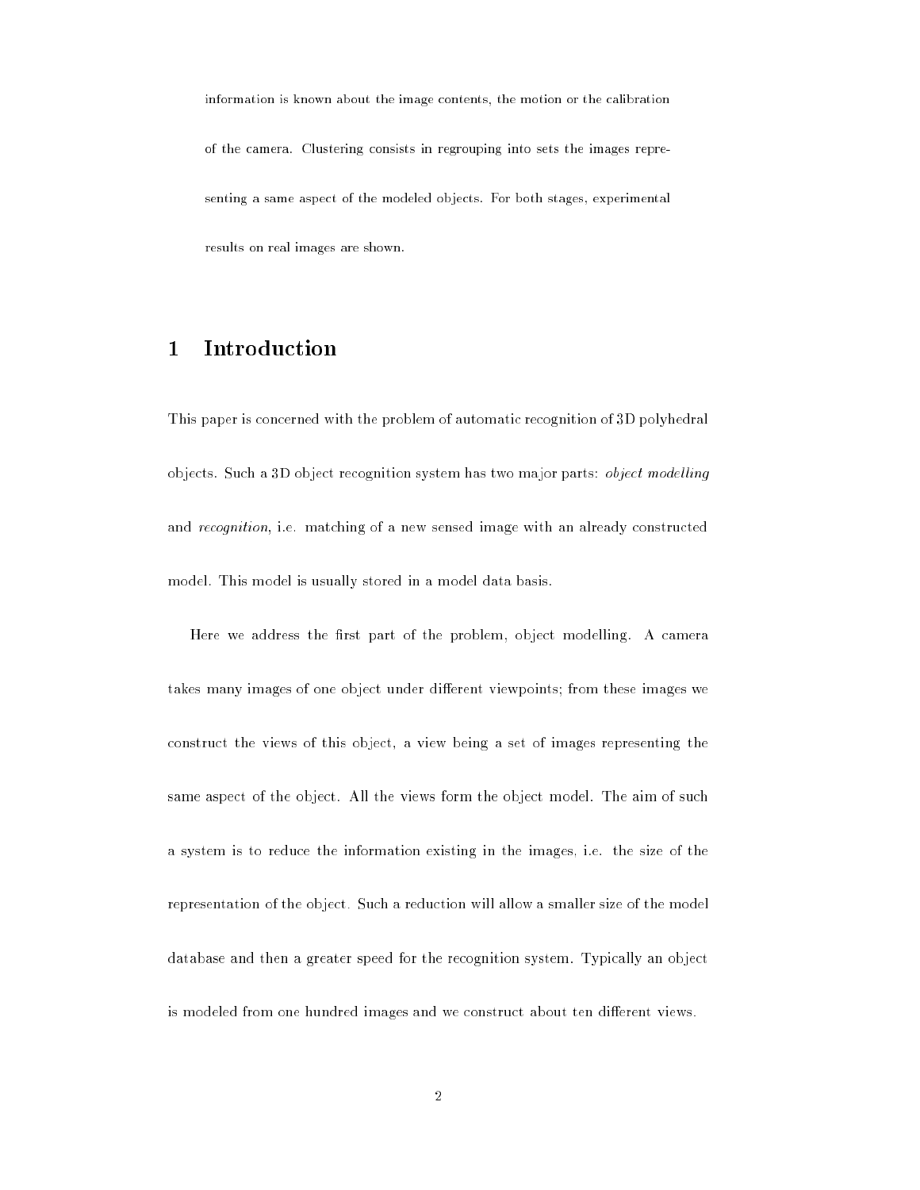information is known about the image contents, the motion or the calibration of the camera. Clustering consists in regrouping into sets the images representing a same aspect of the modeled objects. For both stages, experimental results on real images are shown.

## 1 Introduction

This paper is concerned with the problem of automatic recognition of 3D polyhedral objects. Such a 3D object recognition system has two major parts: *object modelling* and *recognition*, i.e. matching of a new sensed image with an already constructed model. This model is usually stored in a model data basis.

Here we address the first part of the problem, object modelling. A camera takes many images of one object under different viewpoints; from these images we construct the views of this object, a view being a set of images representing the same aspect of the object. All the views form the object model. The aim of such a system is to reduce the information existing in the images, i.e. the size of the representation of the object. Such a reduction will allow a smaller size of the model database and then a greater speed for the recognition system. Typically an object is modeled from one hundred images and we construct about ten different views.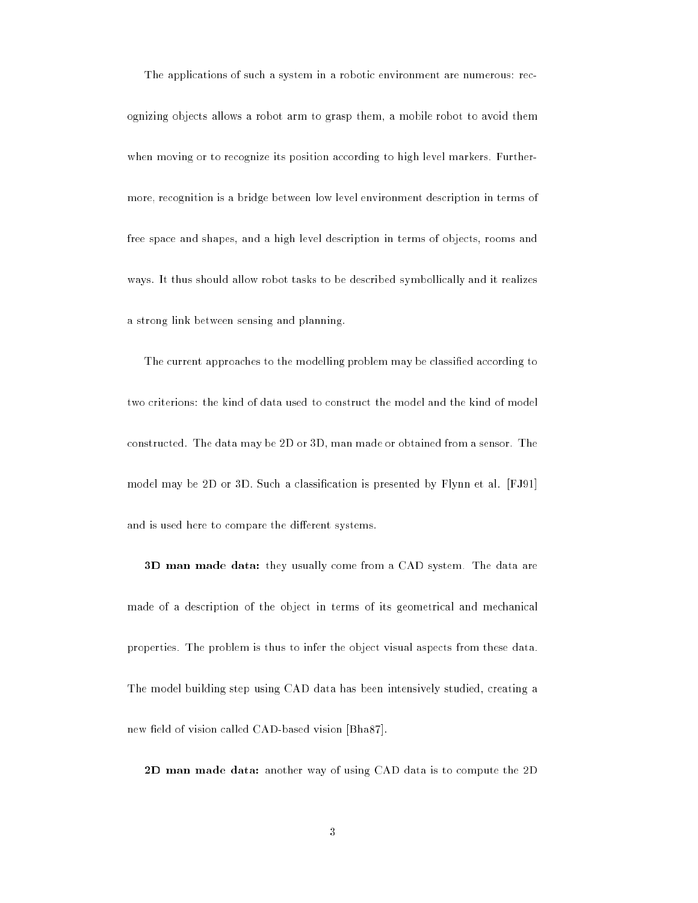The applications of such a system in a robotic environment are numerous: recognizing objects allows a robot arm to grasp them, a mobile robot to avoid them when moving or to recognize its position according to high level markers. Furthermore, recognition is a bridge between low level environment description in terms of free space and shapes, and a high level description in terms of objects, rooms and ways. It thus should allow robot tasks to be described symbollically and it realizes a strong link between sensing and planning.

The current approaches to the modelling problem may be classified according to two criterions: the kind of data used to construct the model and the kind of model constructed. The data may be 2D or 3D, man made or obtained from a sensor. The model may be 2D or 3D. Such a classification is presented by Flynn et al. [FJ91] and is used here to compare the different systems.

**3D man made data:** they usually come from a CAD system. The data are made of a description of the object in terms of its geometrical and mechanical properties. The problem is thus to infer the object visual aspects from these data. The model building step using CAD data has been intensively studied, creating a new field of vision called CAD-based vision [Bha87].

**2D man made data:** another way of using CAD data is to compute the 2D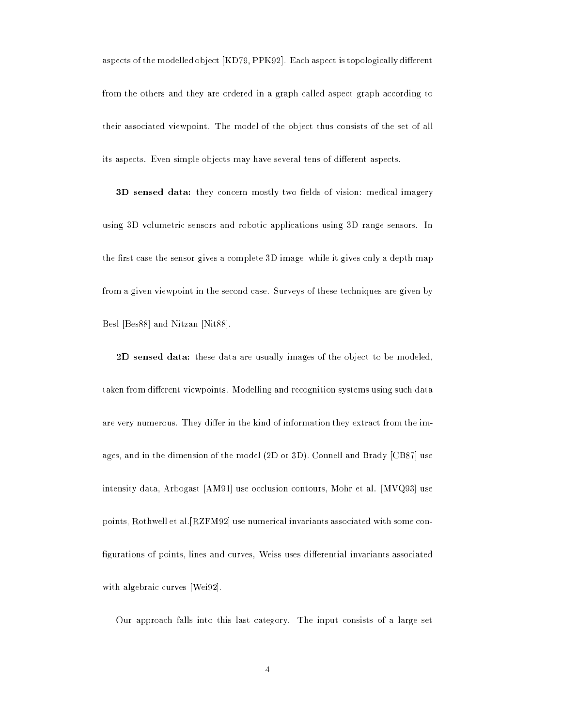aspects of the modelled object [KD79, PPK92]. Each aspect is topologically different from the others and they are ordered in a graph called aspect graph according to their associated viewpoint. The model of the object thus consists of the set of all its aspects. Even simple objects may have several tens of different aspects.

**3D sensed data:** they concern mostly two fields of vision: medical imagery using 3D volumetric sensors and robotic applications using 3D range sensors. In the first case the sensor gives a complete 3D image, while it gives only a depth map from a given viewpoint in the second case. Surveys of these techniques are given by Besl [Bes88] and Nitzan [Nit88].

**2D sensed data:** these data are usually images of the object to be modeled, taken from different viewpoints. Modelling and recognition systems using such data are very numerous. They differ in the kind of information they extract from the images, and in the dimension of the model (2D or 3D). Connell and Brady [CB87] use intensity data, Arbogast [AM91] use occlusion contours, Mohr et al. [MVQ93] use points, Rothwell et al.[RZFM92] use numerical invariants associated with some configurations of points, lines and curves, Weiss uses differential invariants associated with algebraic curves [Wei92].

Our approach falls into this last category. The input consists of a large set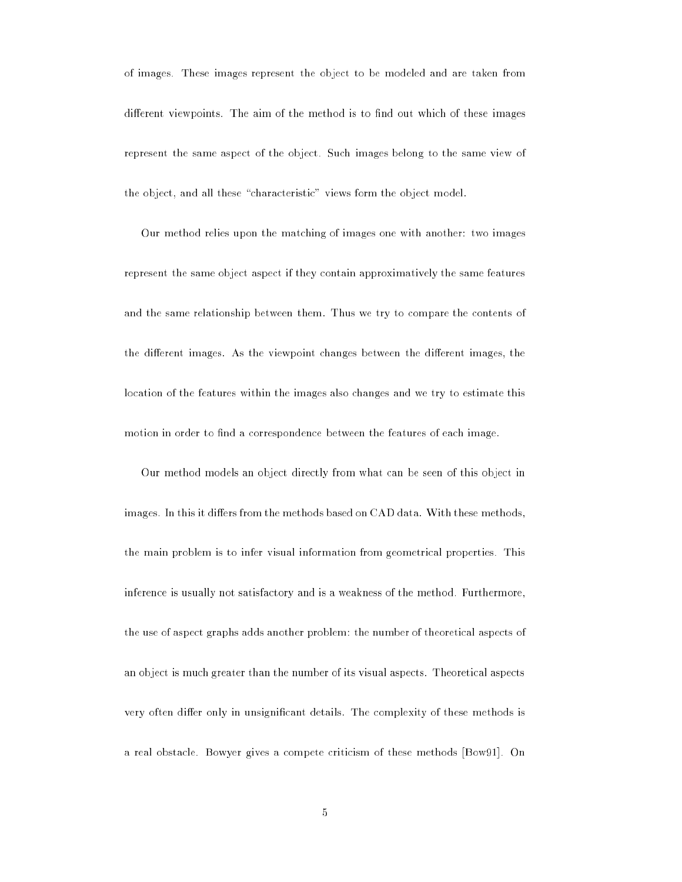of images. These images represent the object to be modeled and are taken from different viewpoints. The aim of the method is to find out which of these images represent the same aspect of the object. Such images belong to the same view of the object, and all these "characteristic" views form the object model.

Our method relies upon the matching of images one with another: two images represent the same object aspect if they contain approximatively the same features and the same relationship between them. Thus we try to compare the contents of the different images. As the viewpoint changes between the different images, the location of the features within the images also changes and we try to estimate this motion in order to find a correspondence between the features of each image.

Our method models an object directly from what can be seen of this object in images. In this it differs from the methods based on CAD data. With these methods, the main problem is to infer visual information from geometrical properties. This inference is usually not satisfactory and is a weakness of the method. Furthermore, the use of aspect graphs adds another problem: the number of theoretical aspects of an object is much greater than the number of its visual aspects. Theoretical aspects very often differ only in unsignificant details. The complexity of these methods is a real obstacle. Bowyer gives a compete criticism of these methods [Bow91]. On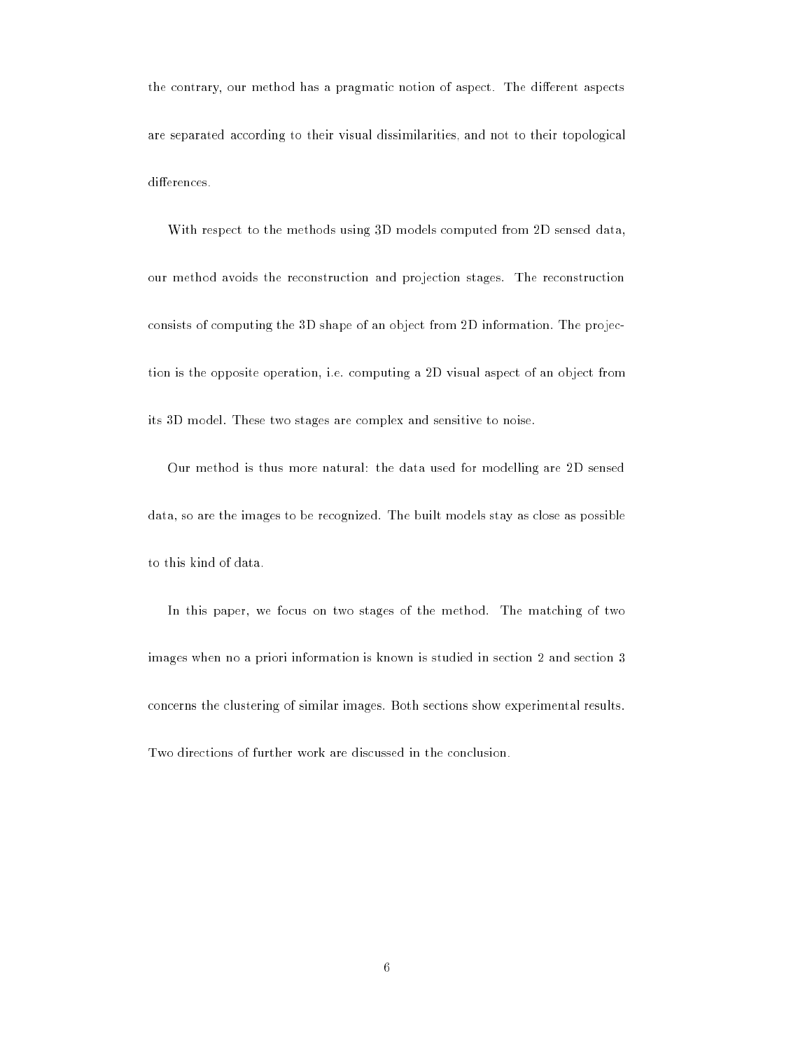the contrary, our method has a pragmatic notion of aspect. The different aspects are separated according to their visual dissimilarities, and not to their topological differences.

With respect to the methods using 3D models computed from 2D sensed data, our method avoids the reconstruction and projection stages. The reconstruction consists of computing the 3D shape of an object from 2D information. The projection is the opposite operation, i.e. computing a 2D visual aspect of an object from its 3D model. These two stages are complex and sensitive to noise.

Our method is thus more natural: the data used for modelling are 2D sensed data, so are the images to be recognized. The built models stay as close as possible to this kind of data.

In this paper, we focus on two stages of the method. The matching of two images when no a priori information is known is studied in section 2 and section 3 concerns the clustering of similar images. Both sections show experimental results. Two directions of further work are discussed in the conclusion.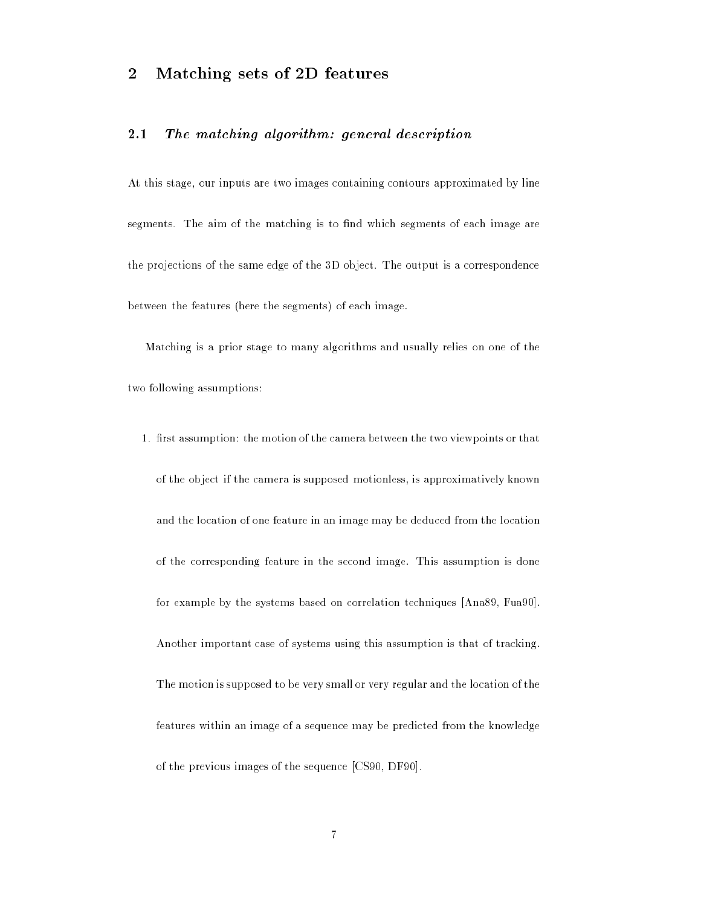# 2 Matching sets of 2D features

## 2.1 *The matching algorithm: general description*

At this stage, our inputs are two images containing contours approximated by line segments. The aim of the matching is to find which segments of each image are the projections of the same edge of the 3D object. The output is a correspondence between the features (here the segments) of each image.

Matching is a prior stage to many algorithms and usually relies on one of the two following assumptions:

1. first assumption: the motion of the camera between the two viewpoints or that of the object if the camera is supposed motionless, is approximatively known and the location of one feature in an image may be deduced from the location of the corresponding feature in the second image. This assumption is done for example by the systems based on correlation techniques [Ana89, Fua90]. Another important case of systems using this assumption is that of tracking. The motion is supposed to be very small or very regular and the location of the features within an image of a sequence may be predicted from the knowledge of the previous images of the sequence [CS90, DF90].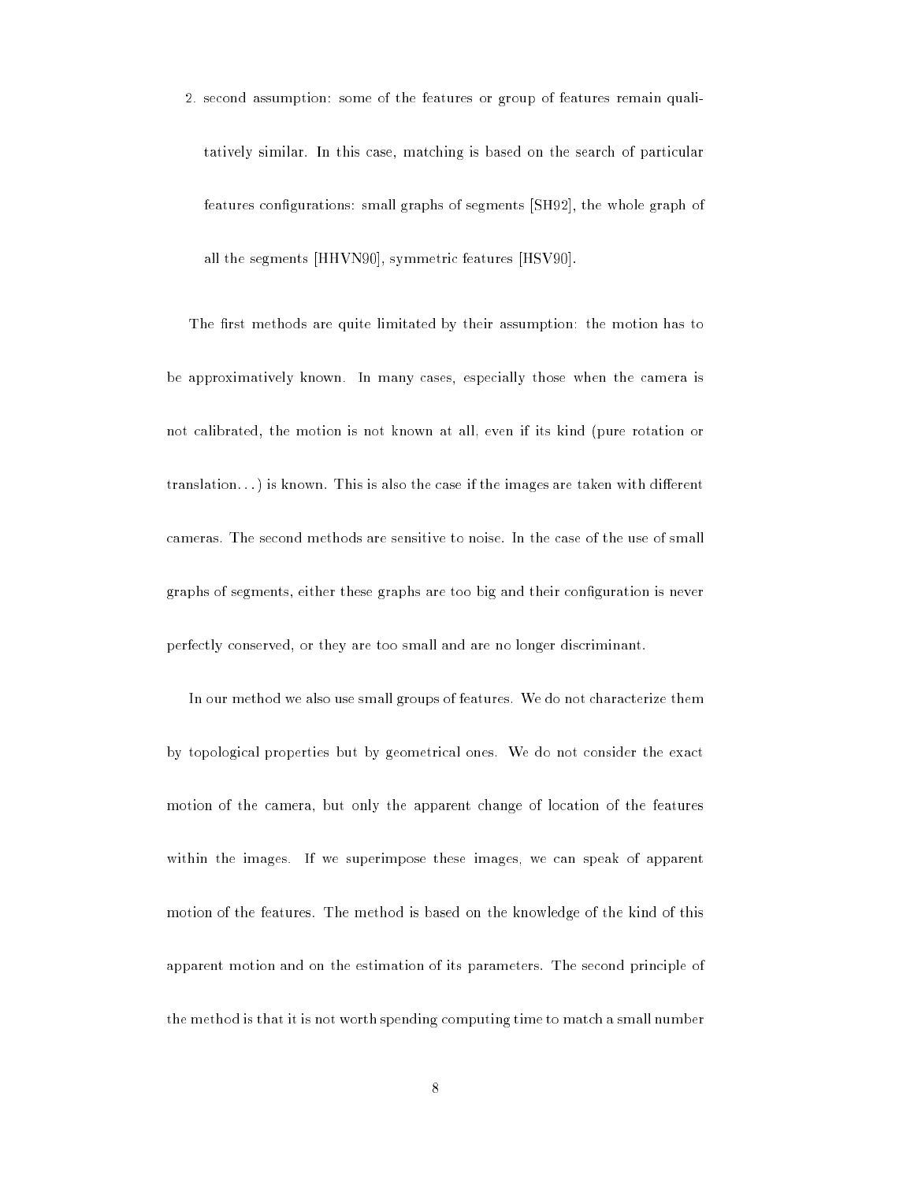2. second assumption: some of the features or group of features remain qualitatively similar. In this case, matching is based on the search of particular features configurations: small graphs of segments [SH92], the whole graph of all the segments [HHVN90], symmetric features [HSV90].

The first methods are quite limitated by their assumption: the motion has to be approximatively known. In many cases, especially those when the camera is not calibrated, the motion is not known at all, even if its kind (pure rotation or translation...) is known. This is also the case if the images are taken with different cameras. The second methods are sensitive to noise. In the case of the use of small graphs of segments, either these graphs are too big and their configuration is never perfectly conserved, or they are too small and are no longer discriminant.

In our method we also use small groups of features. We do not characterize them by topological properties but by geometrical ones. We do not consider the exact motion of the camera, but only the apparent change of location of the features within the images. If we superimpose these images, we can speak of apparent motion of the features. The method is based on the knowledge of the kind of this apparent motion and on the estimation of its parameters. The second principle of the method is that it is not worth spending computing time to match a small number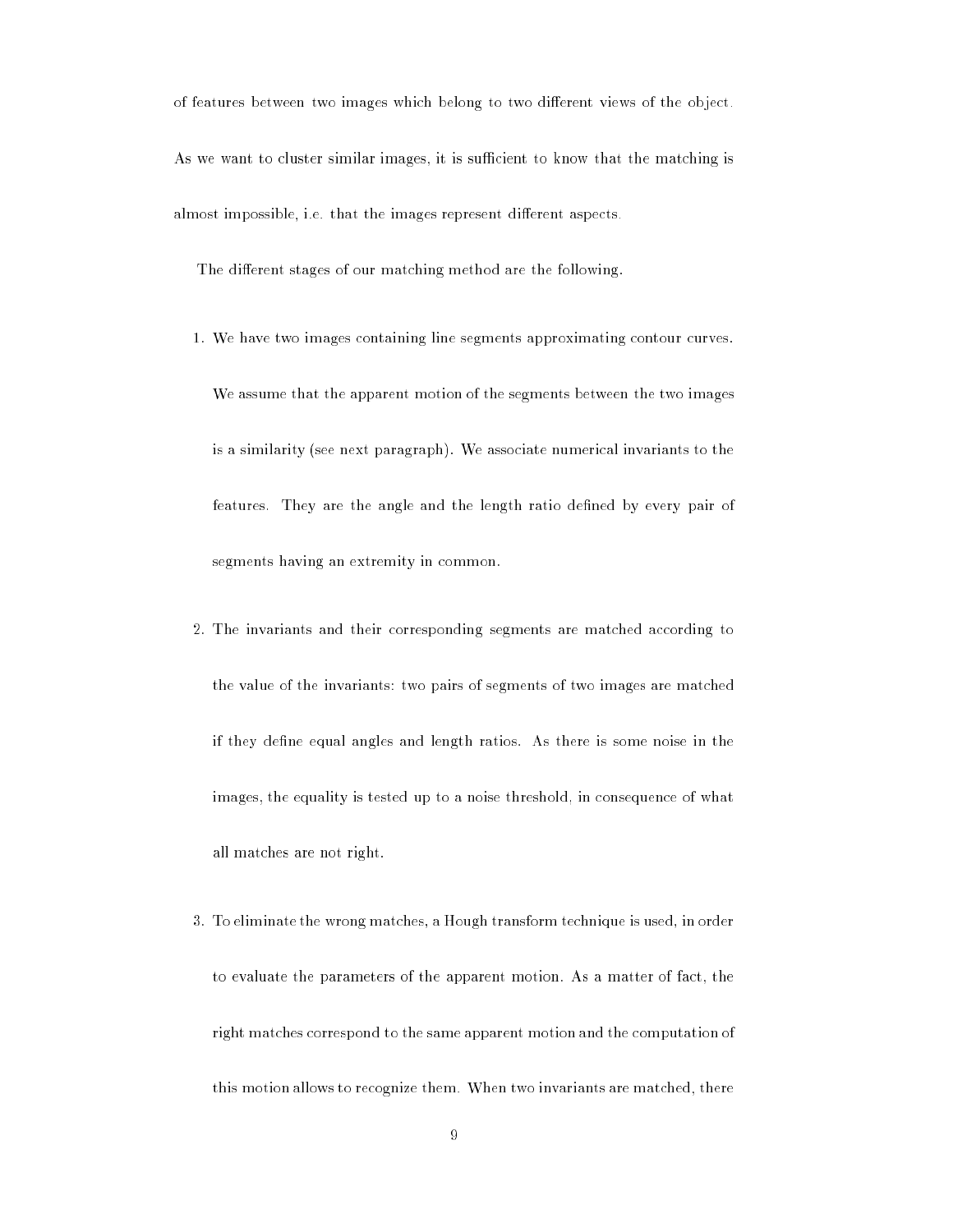of features between two images which belong to two different views of the object. As we want to cluster similar images, it is sufficient to know that the matching is almost impossible, i.e. that the images represent different aspects.

The different stages of our matching method are the following.

1. We have two images containing line segments approximating contour curves. We assume that the apparent motion of the segments between the two images is a similarity (see next paragraph). We associate numerical invariants to the features. They are the angle and the length ratio defined by every pair of segments having an extremity in common.

2. The invariants and their corresponding segments are matched according to the value of the invariants: two pairs of segments of two images are matched if they define equal angles and length ratios. As there is some noise in the images, the equality is tested up to a noise threshold, in consequence of what all matches are not right.

3. To eliminate the wrong matches, a Hough transform technique is used, in order to evaluate the parameters of the apparent motion. As a matter of fact, the right matches correspond to the same apparent motion and the computation of this motion allows to recognize them. When two invariants are matched, there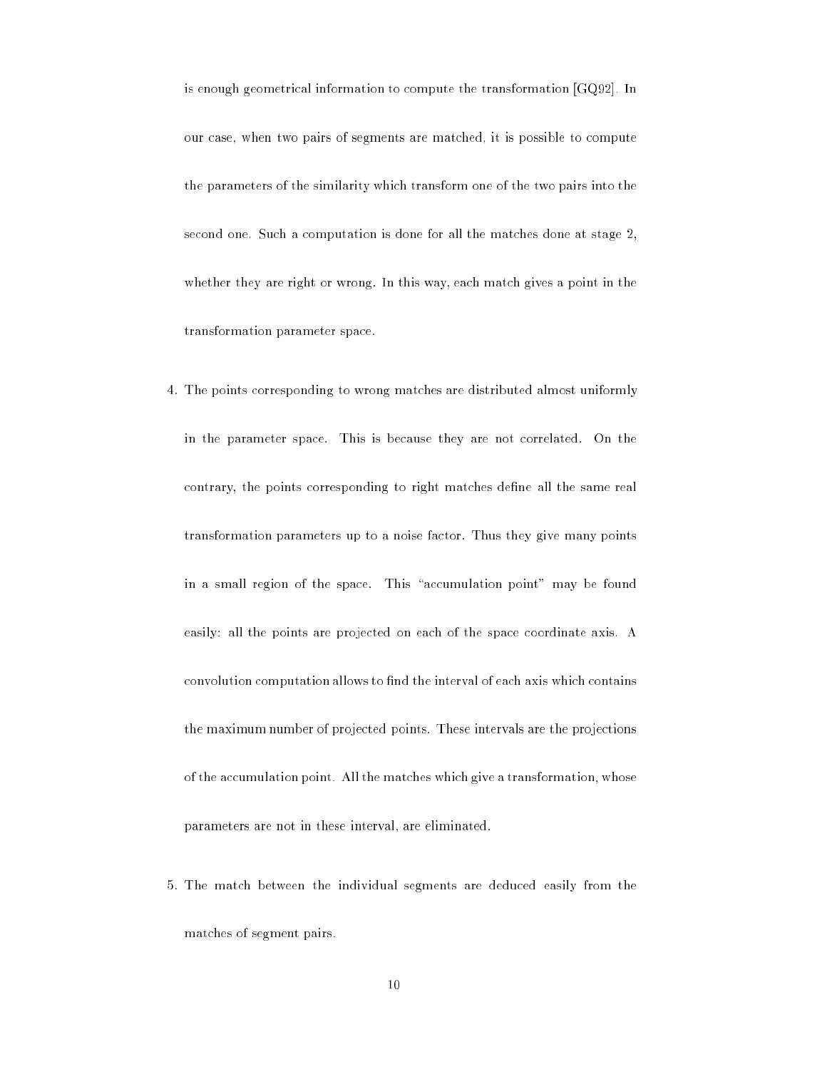is enough geometrical information to compute the transformation [GQ92]. In our case, when two pairs of segments are matched, it is possible to compute the parameters of the similarity which transform one of the two pairs into the second one. Such a computation is done for all the matches done at stage 2, whether they are right or wrong. In this way, each match gives a point in the transformation parameter space.

4. The points corresponding to wrong matches are distributed almost uniformly in the parameter space. This is because they are not correlated. On the contrary, the points corresponding to right matches define all the same real transformation parameters up to a noise factor. Thus they give many points in a small region of the space. This "accumulation point" may be found easily: all the points are projected on each of the space coordinate axis. A convolution computation allows to find the interval of each axis which contains the maximum number of projected points. These intervals are the projections of the accumulation point. All the matches which give a transformation, whose parameters are not in these interval, are eliminated.

5. The match between the individual segments are deduced easily from the matches of segment pairs.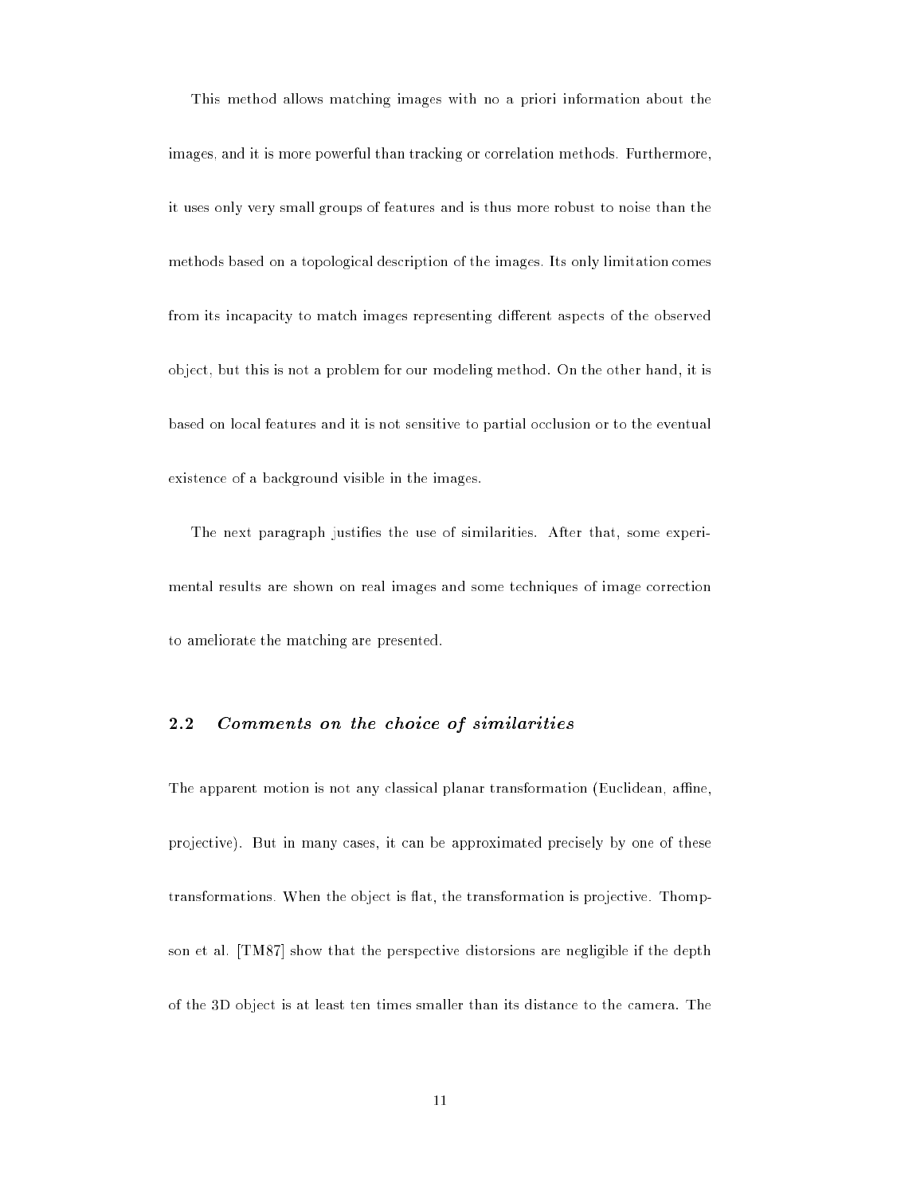This method allows matching images with no a priori information about the images, and it is more powerful than tracking or correlation methods. Furthermore, it uses only very small groups of features and is thus more robust to noise than the methods based on a topological description of the images. Its only limitation comes from its incapacity to match images representing different aspects of the observed object, but this is not a problem for our modeling method. On the other hand, it is based on local features and it is not sensitive to partial occlusion or to the eventual existence of a background visible in the images.

The next paragraph justifies the use of similarities. After that, some experimental results are shown on real images and some techniques of image correction to ameliorate the matching are presented.

## 2.2 *Comments on the choice of similarities*

The apparent motion is not any classical planar transformation (Euclidean, affine, projective). But in many cases, it can be approximated precisely by one of these transformations. When the object is flat, the transformation is projective. Thompson et al. [TM87] show that the perspective distorsions are negligible if the depth of the 3D object is at least ten times smaller than its distance to the camera. The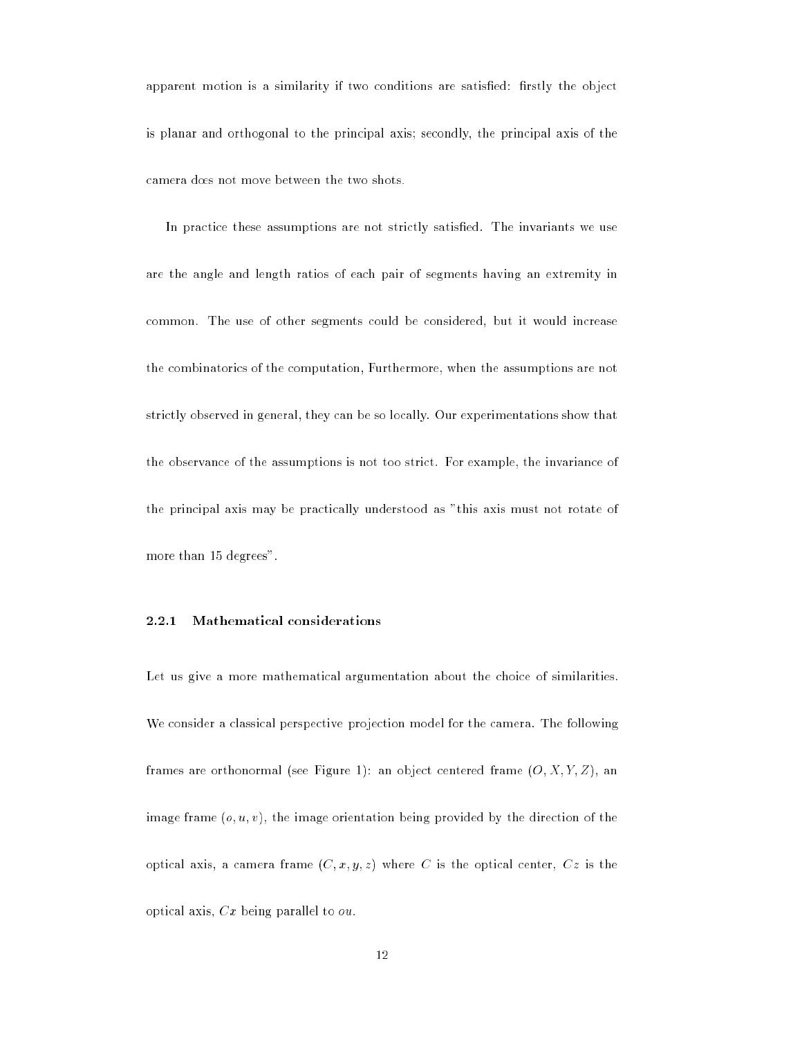apparent motion is a similarity if two conditions are satisfied: firstly the object is planar and orthogonal to the principal axis; secondly, the principal axis of the camera does not move between the two shots.

In practice these assumptions are not strictly satisfied. The invariants we use are the angle and length ratios of each pair of segments having an extremity in common. The use of other segments could be considered, but it would increase the combinatorics of the computation, Furthermore, when the assumptions are not strictly observed in general, they can be so locally. Our experimentations show that the observance of the assumptions is not too strict. For example, the invariance of the principal axis may be practically understood as "this axis must not rotate of more than 15 degrees".

### 2.2.1 Mathematical considerations

Let us give a more mathematical argumentation about the choice of similarities. We consider a classical perspective projection model for the camera. The following frames are orthonormal (see Figure 1): an object centered frame $(O, X, Y, Z)$, an image frame $(o, u, v)$, the image orientation being provided by the direction of the optical axis, a camera frame $(C, x, y, z)$ where $C$ is the optical center, $Cz$ is the optical axis, $Cx$ being parallel to $ou$.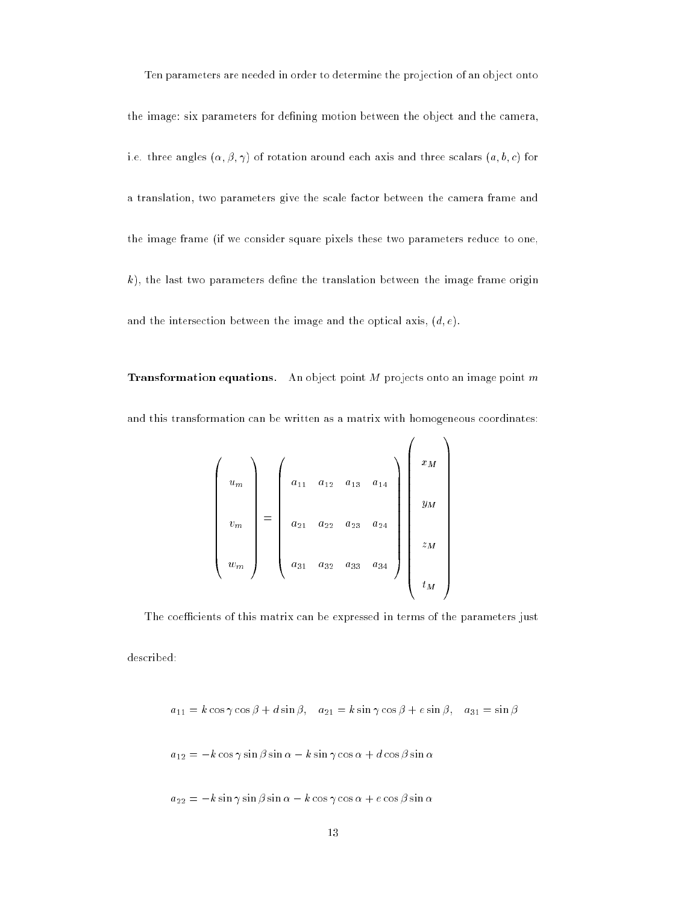Ten parameters are needed in order to determine the projection of an object onto the image: six parameters for defining motion between the object and the camera, i.e. three angles $(\alpha, \beta, \gamma)$ of rotation around each axis and three scalars $(a, b, c)$ for a translation, two parameters give the scale factor between the camera frame and the image frame (if we consider square pixels these two parameters reduce to one, $k$), the last two parameters define the translation between the image frame origin and the intersection between the image and the optical axis, $(d, e)$.

**Transformation equations.** An object point $M$ projects onto an image point $m$ and this transformation can be written as a matrix with homogeneous coordinates:

$$
\begin{pmatrix} u_m \\ v_m \\ w_m \end{pmatrix} = \begin{pmatrix} a_{11} & a_{12} & a_{13} & a_{14} \\ a_{21} & a_{22} & a_{23} & a_{24} \\ a_{31} & a_{32} & a_{33} & a_{34} \end{pmatrix} \begin{pmatrix} x_M \\ y_M \\ z_M \\ t_M \end{pmatrix}
$$

The coefficients of this matrix can be expressed in terms of the parameters just described:

$$a_{11} = k \cos\gamma \cos\beta + d \sin\beta, \quad a_{21} = k \sin\gamma \cos\beta + e \sin\beta, \quad a_{31} = \sin\beta$$

$$a_{12} = -k \cos\gamma \sin\beta \sin\alpha - k \sin\gamma \cos\alpha + d \cos\beta \sin\alpha$$

$$a_{22} = -k \sin\gamma \sin\beta \sin\alpha - k \cos\gamma \cos\alpha + e \cos\beta \sin\alpha$$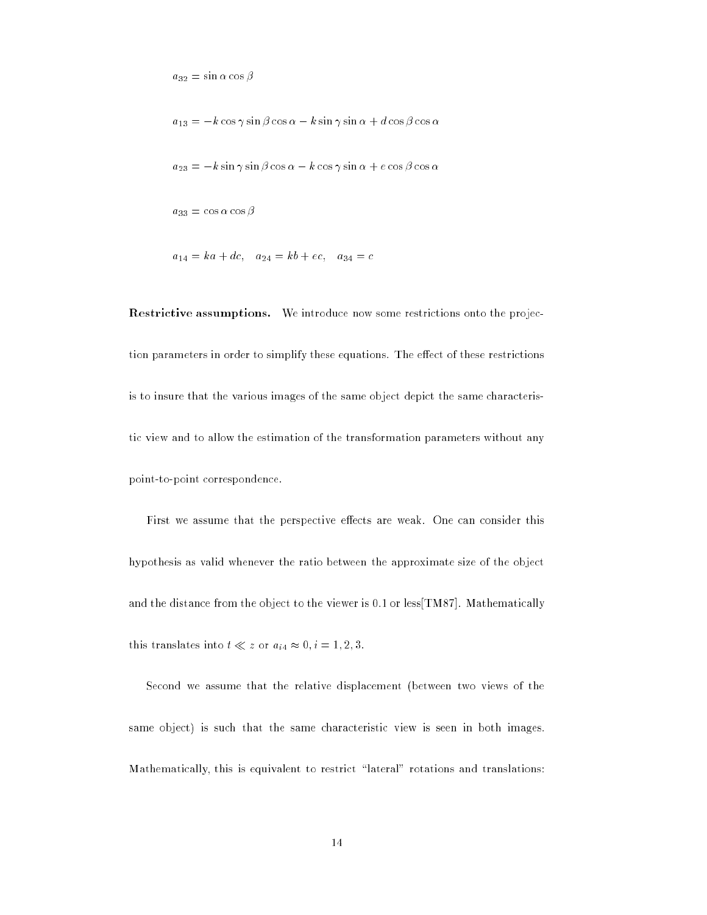$$a_{32} = \sin\alpha\cos\beta$$

$$a_{13} = -k\cos\gamma\sin\beta\cos\alpha - k\sin\gamma\sin\alpha + d\cos\beta\cos\alpha$$

$$a_{23} = -k\sin\gamma\sin\beta\cos\alpha - k\cos\gamma\sin\alpha + e\cos\beta\cos\alpha$$

$$a_{33} = \cos\alpha\cos\beta$$

$$a_{14} = ka + dc, \quad a_{24} = kb + ec, \quad a_{34} = c$$

**Restrictive assumptions.** We introduce now some restrictions onto the projection parameters in order to simplify these equations. The effect of these restrictions is to insure that the various images of the same object depict the same characteristic view and to allow the estimation of the transformation parameters without any point-to-point correspondence.

First we assume that the perspective effects are weak. One can consider this hypothesis as valid whenever the ratio between the approximate size of the object and the distance from the object to the viewer is 0.1 or less[TM87]. Mathematically this translates into $t \ll z$ or $a_{i4} \approx 0, i = 1, 2, 3$.

Second we assume that the relative displacement (between two views of the same object) is such that the same characteristic view is seen in both images. Mathematically, this is equivalent to restrict "lateral" rotations and translations: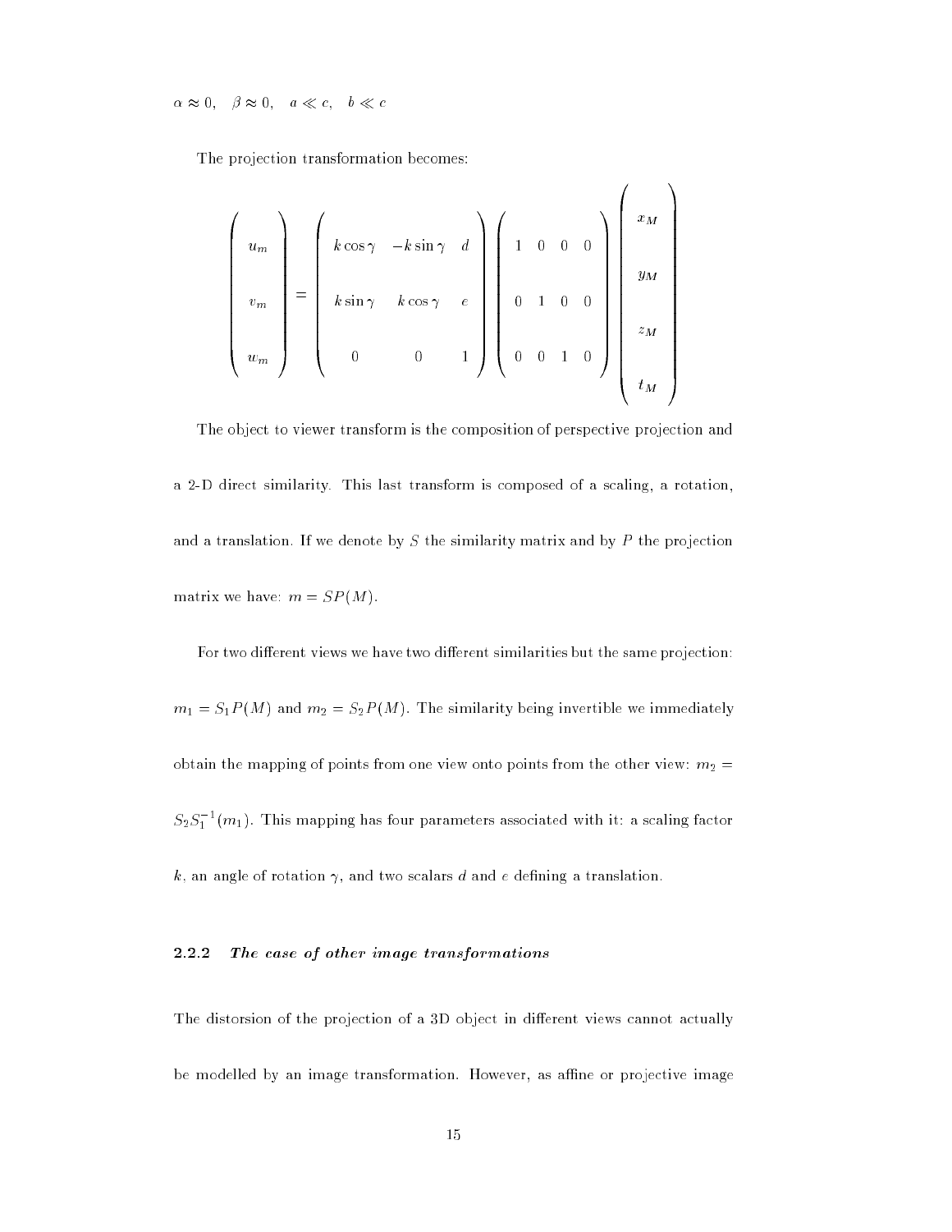$\alpha \approx 0, \quad \beta \approx 0, \quad a \ll c, \quad b \ll c$

The projection transformation becomes:

$$
\begin{pmatrix} u_m \\ v_m \\ w_m \end{pmatrix} = \begin{pmatrix} k\cos\gamma & -k\sin\gamma & d \\ k\sin\gamma & k\cos\gamma & e \\ 0 & 0 & 1 \end{pmatrix} \begin{pmatrix} 1 & 0 & 0 & 0 \\ 0 & 1 & 0 & 0 \\ 0 & 0 & 1 & 0 \end{pmatrix} \begin{pmatrix} x_M \\ y_M \\ z_M \\ t_M \end{pmatrix}
$$

The object to viewer transform is the composition of perspective projection and a 2-D direct similarity. This last transform is composed of a scaling, a rotation, and a translation. If we denote by $S$ the similarity matrix and by $P$ the projection matrix we have: $m = SP(M)$.

For two different views we have two different similarities but the same projection: $m_1 = S_1 P(M)$ and $m_2 = S_2 P(M)$. The similarity being invertible we immediately obtain the mapping of points from one view onto points from the other view: $m_2 = S_2 S_1^{-1}(m_1)$. This mapping has four parameters associated with it: a scaling factor $k$, an angle of rotation $\gamma$, and two scalars $d$ and $e$ defining a translation.

### 2.2.2 *The case of other image transformations*

The distorsion of the projection of a 3D object in different views cannot actually be modelled by an image transformation. However, as affine or projective image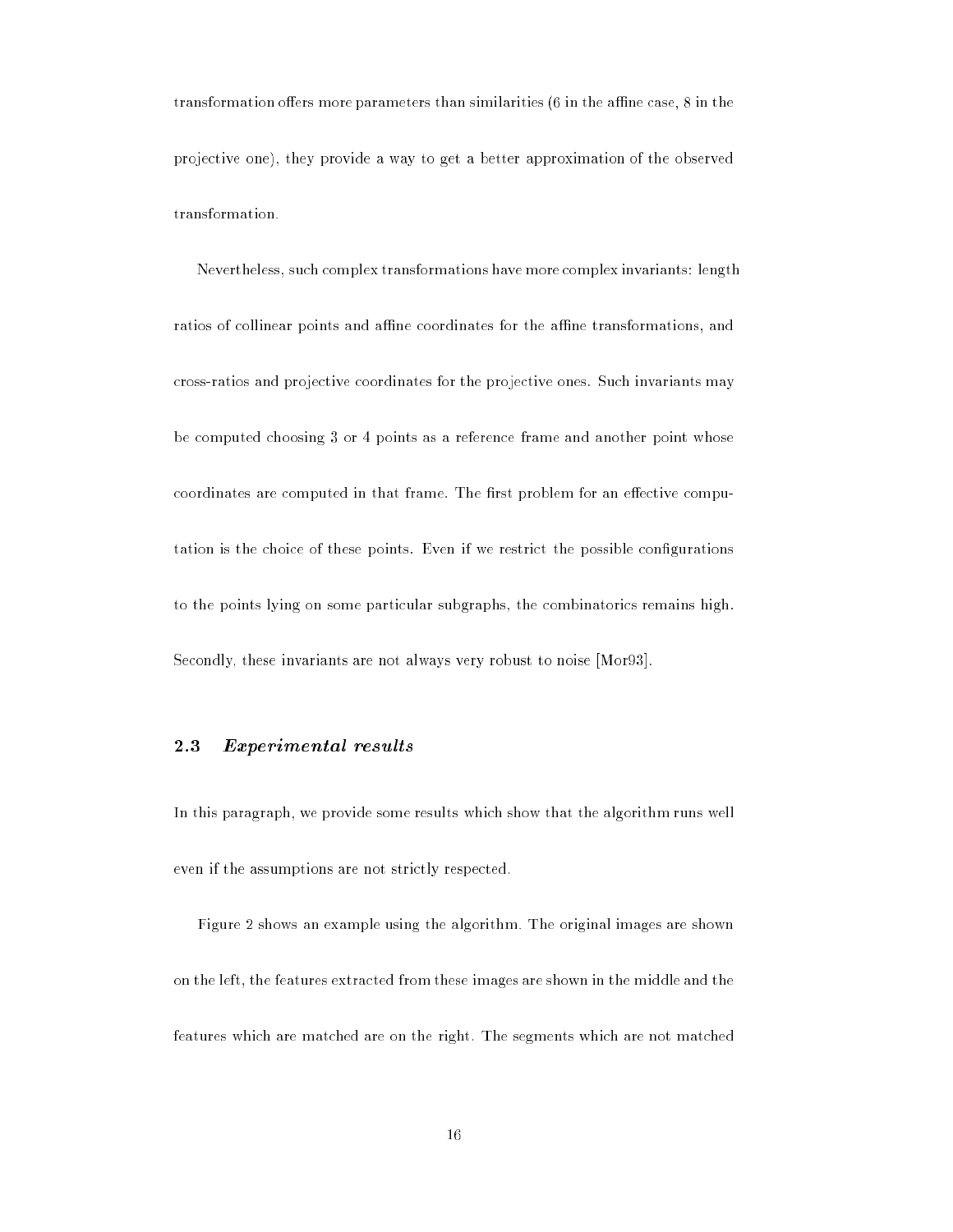transformation offers more parameters than similarities (6 in the affine case, 8 in the projective one), they provide a way to get a better approximation of the observed transformation.

Nevertheless, such complex transformations have more complex invariants: length ratios of collinear points and affine coordinates for the affine transformations, and cross-ratios and projective coordinates for the projective ones. Such invariants may be computed choosing 3 or 4 points as a reference frame and another point whose coordinates are computed in that frame. The first problem for an effective computation is the choice of these points. Even if we restrict the possible configurations to the points lying on some particular subgraphs, the combinatorics remains high. Secondly, these invariants are not always very robust to noise [Mor93].

### 2.3 *Experimental results*

In this paragraph, we provide some results which show that the algorithm runs well even if the assumptions are not strictly respected.

Figure 2 shows an example using the algorithm. The original images are shown on the left, the features extracted from these images are shown in the middle and the features which are matched are on the right. The segments which are not matched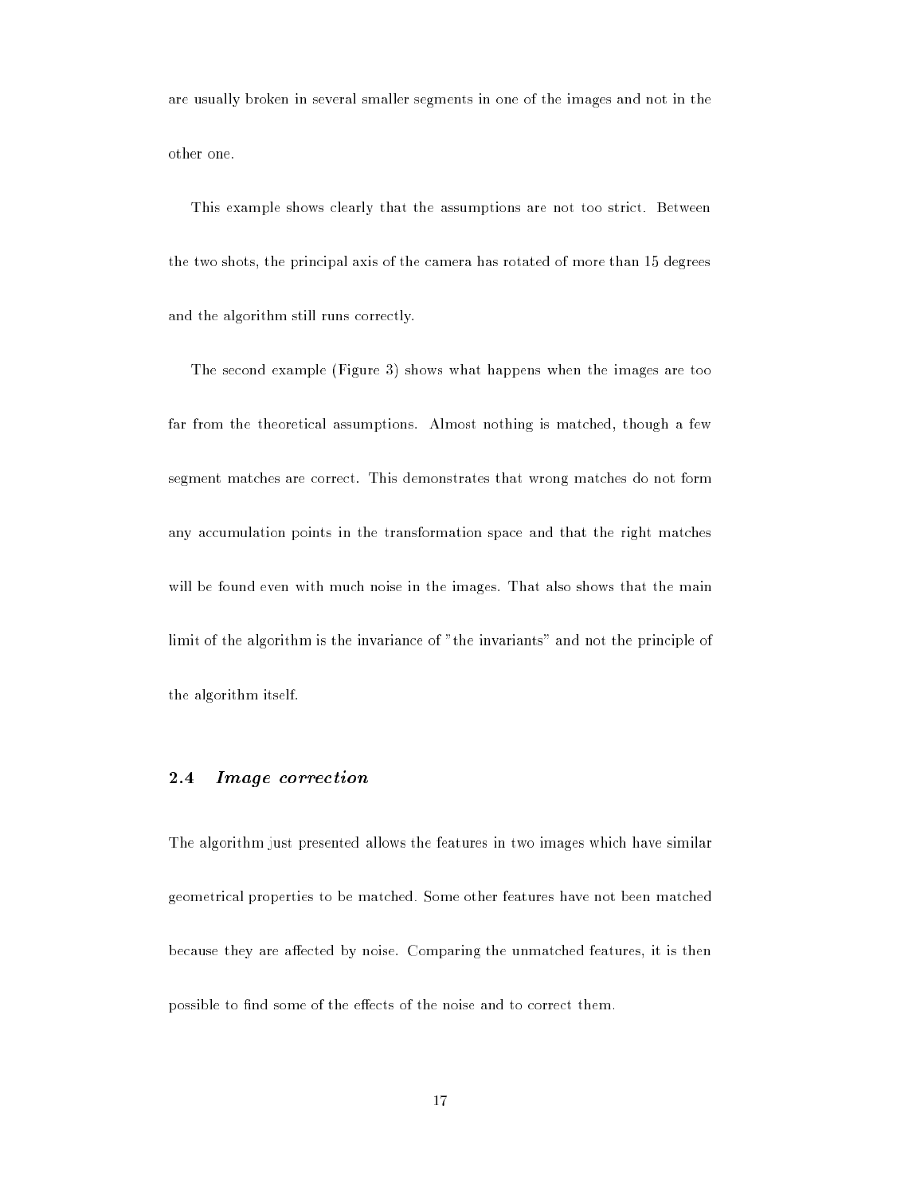are usually broken in several smaller segments in one of the images and not in the other one.

This example shows clearly that the assumptions are not too strict. Between the two shots, the principal axis of the camera has rotated of more than 15 degrees and the algorithm still runs correctly.

The second example (Figure 3) shows what happens when the images are too far from the theoretical assumptions. Almost nothing is matched, though a few segment matches are correct. This demonstrates that wrong matches do not form any accumulation points in the transformation space and that the right matches will be found even with much noise in the images. That also shows that the main limit of the algorithm is the invariance of "the invariants" and not the principle of the algorithm itself.

### 2.4 *Image correction*

The algorithm just presented allows the features in two images which have similar geometrical properties to be matched. Some other features have not been matched because they are affected by noise. Comparing the unmatched features, it is then possible to find some of the effects of the noise and to correct them.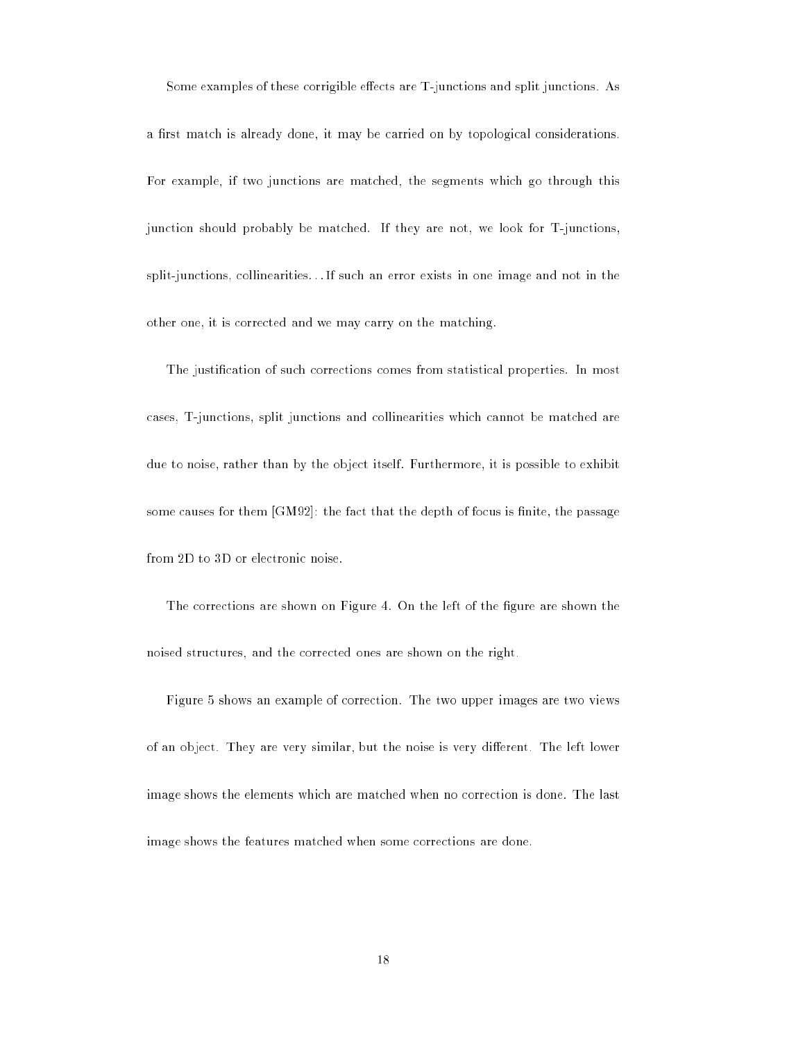Some examples of these corrigible effects are T-junctions and split junctions. As a first match is already done, it may be carried on by topological considerations. For example, if two junctions are matched, the segments which go through this junction should probably be matched. If they are not, we look for T-junctions, split-junctions, collinearities...If such an error exists in one image and not in the other one, it is corrected and we may carry on the matching.

The justification of such corrections comes from statistical properties. In most cases, T-junctions, split junctions and collinearities which cannot be matched are due to noise, rather than by the object itself. Furthermore, it is possible to exhibit some causes for them [GM92]: the fact that the depth of focus is finite, the passage from 2D to 3D or electronic noise.

The corrections are shown on Figure 4. On the left of the figure are shown the noised structures, and the corrected ones are shown on the right.

Figure 5 shows an example of correction. The two upper images are two views of an object. They are very similar, but the noise is very different. The left lower image shows the elements which are matched when no correction is done. The last image shows the features matched when some corrections are done.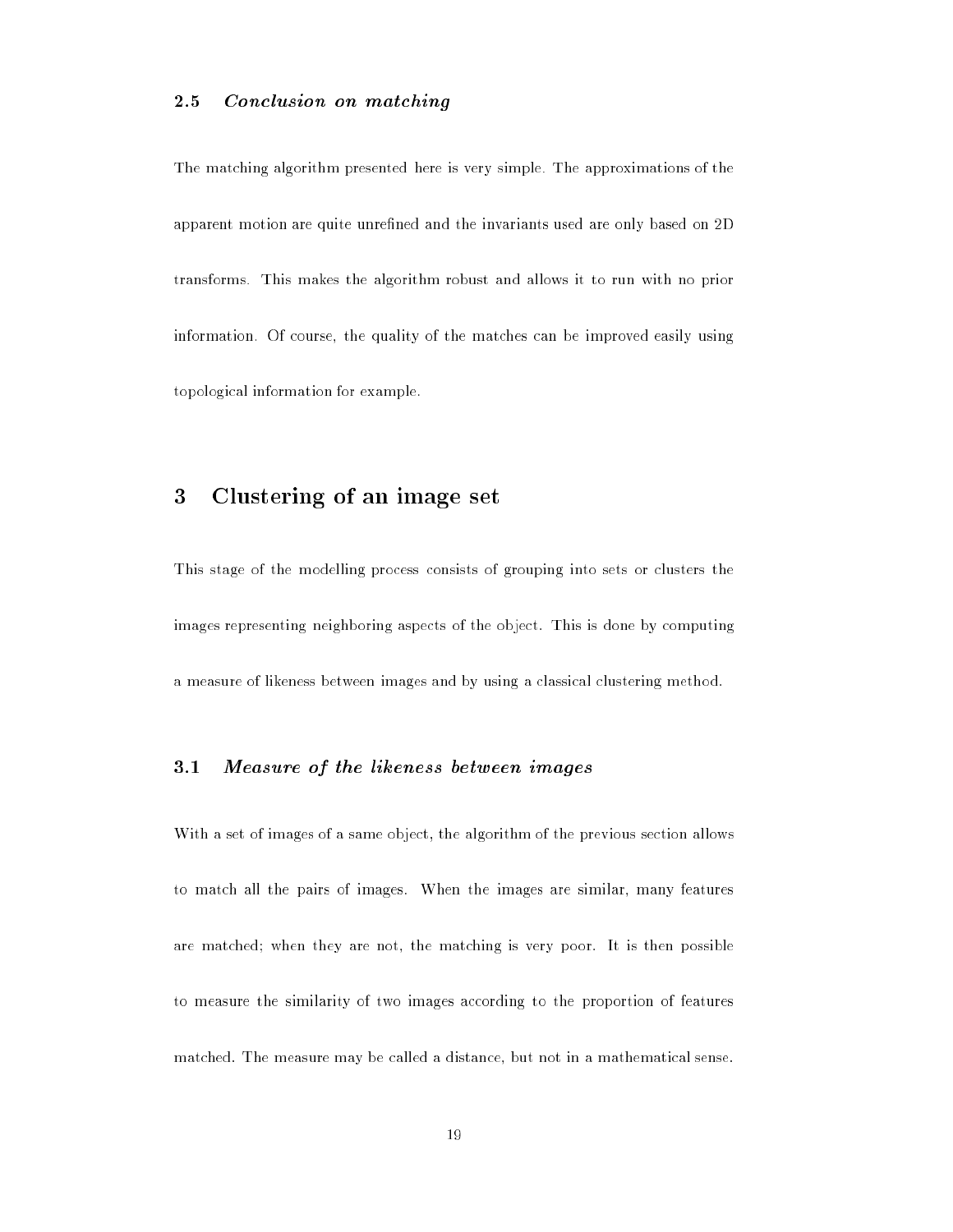### 2.5 *Conclusion on matching*

The matching algorithm presented here is very simple. The approximations of the apparent motion are quite unrefined and the invariants used are only based on 2D transforms. This makes the algorithm robust and allows it to run with no prior information. Of course, the quality of the matches can be improved easily using topological information for example.

## 3 Clustering of an image set

This stage of the modelling process consists of grouping into sets or clusters the images representing neighboring aspects of the object. This is done by computing a measure of likeness between images and by using a classical clustering method.

### 3.1 *Measure of the likeness between images*

With a set of images of a same object, the algorithm of the previous section allows to match all the pairs of images. When the images are similar, many features are matched; when they are not, the matching is very poor. It is then possible to measure the similarity of two images according to the proportion of features matched. The measure may be called a distance, but not in a mathematical sense.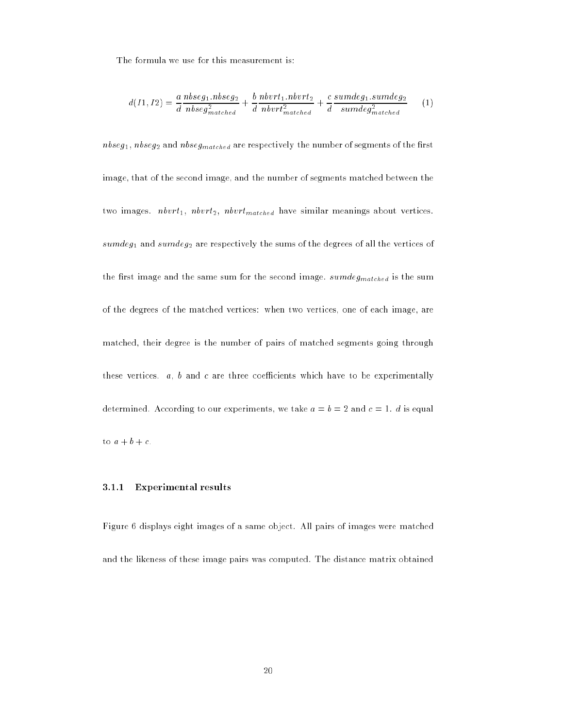The formula we use for this measurement is:

$$d(I1, I2) = \frac{a}{d}\frac{nbseg_1.nbseg_2}{nbseg_{matched}^2} + \frac{b}{d}\frac{nbvrt_1.nbvrt_2}{nbvrt_{matched}^2} + \frac{c}{d}\frac{sumdeg_1.sumdeg_2}{sumdeg_{matched}^2} \quad (1)$$

$nbseg_1$, $nbseg_2$ and $nbseg_{matched}$ are respectively the number of segments of the first image, that of the second image, and the number of segments matched between the two images. $nbvrt_1$, $nbvrt_2$, $nbvrt_{matched}$ have similar meanings about vertices. $sumdeg_1$ and $sumdeg_2$ are respectively the sums of the degrees of all the vertices of the first image and the same sum for the second image. $sumdeg_{matched}$ is the sum of the degrees of the matched vertices: when two vertices, one of each image, are matched, their degree is the number of pairs of matched segments going through these vertices. $a$, $b$ and $c$ are three coefficients which have to be experimentally determined. According to our experiments, we take $a = b = 2$ and $c = 1$. $d$ is equal to $a + b + c$.

### 3.1.1 Experimental results

Figure 6 displays eight images of a same object. All pairs of images were matched and the likeness of these image pairs was computed. The distance matrix obtained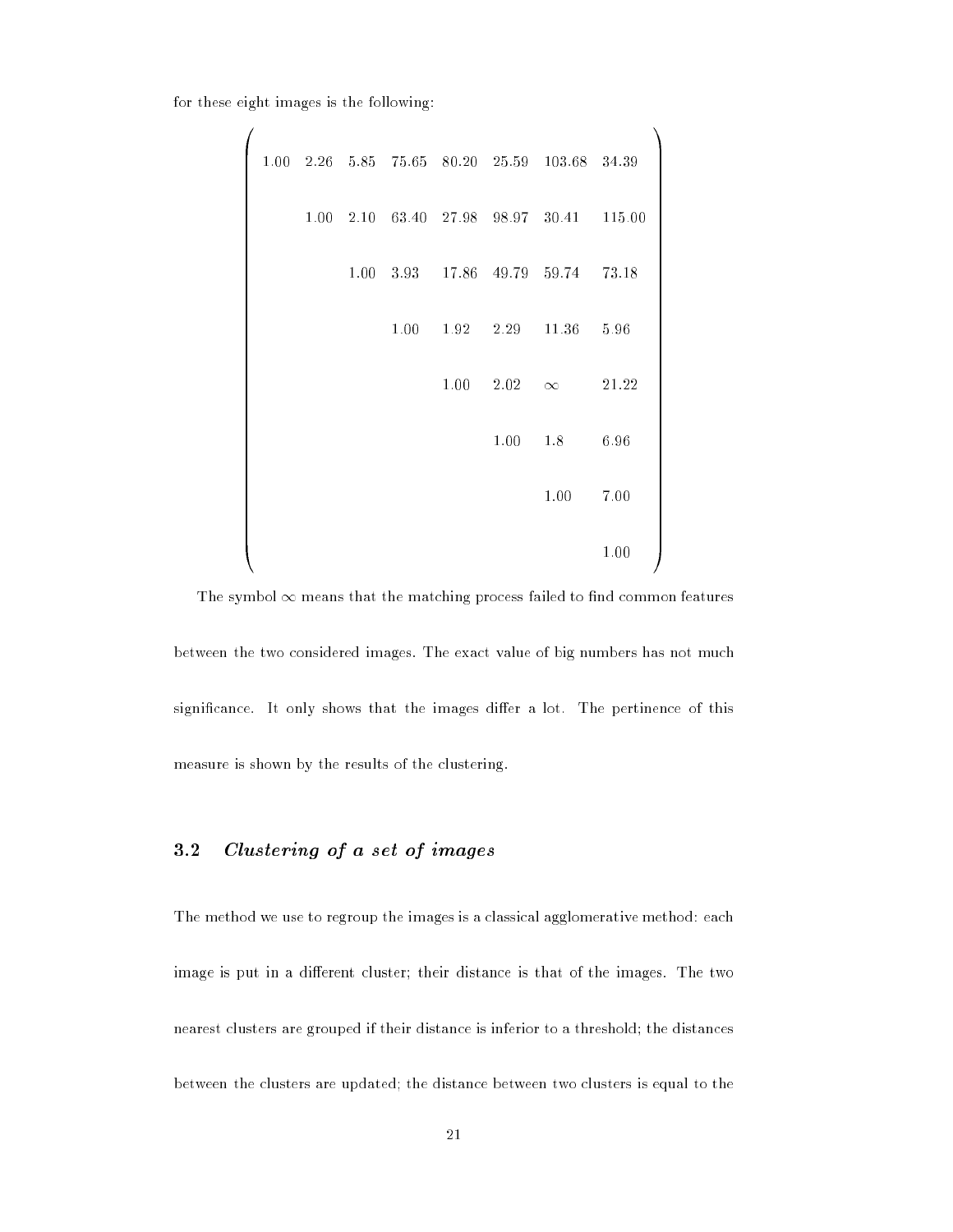for these eight images is the following:

$$
\begin{pmatrix}
1.00 & 2.26 & 5.85 & 75.65 & 80.20 & 25.59 & 103.68 & 34.39 \\
 & 1.00 & 2.10 & 63.40 & 27.98 & 98.97 & 30.41 & 115.00 \\
 & & 1.00 & 3.93 & 17.86 & 49.79 & 59.74 & 73.18 \\
 & & & 1.00 & 1.92 & 2.29 & 11.36 & 5.96 \\
 & & & & 1.00 & 2.02 & \infty & 21.22 \\
 & & & & & 1.00 & 1.8 & 6.96 \\
 & & & & & & 1.00 & 7.00 \\
 & & & & & & & 1.00
\end{pmatrix}
$$

The symbol $\infty$ means that the matching process failed to find common features between the two considered images. The exact value of big numbers has not much significance. It only shows that the images differ a lot. The pertinence of this measure is shown by the results of the clustering.

### 3.2 *Clustering of a set of images*

The method we use to regroup the images is a classical agglomerative method: each image is put in a different cluster; their distance is that of the images. The two nearest clusters are grouped if their distance is inferior to a threshold; the distances between the clusters are updated; the distance between two clusters is equal to the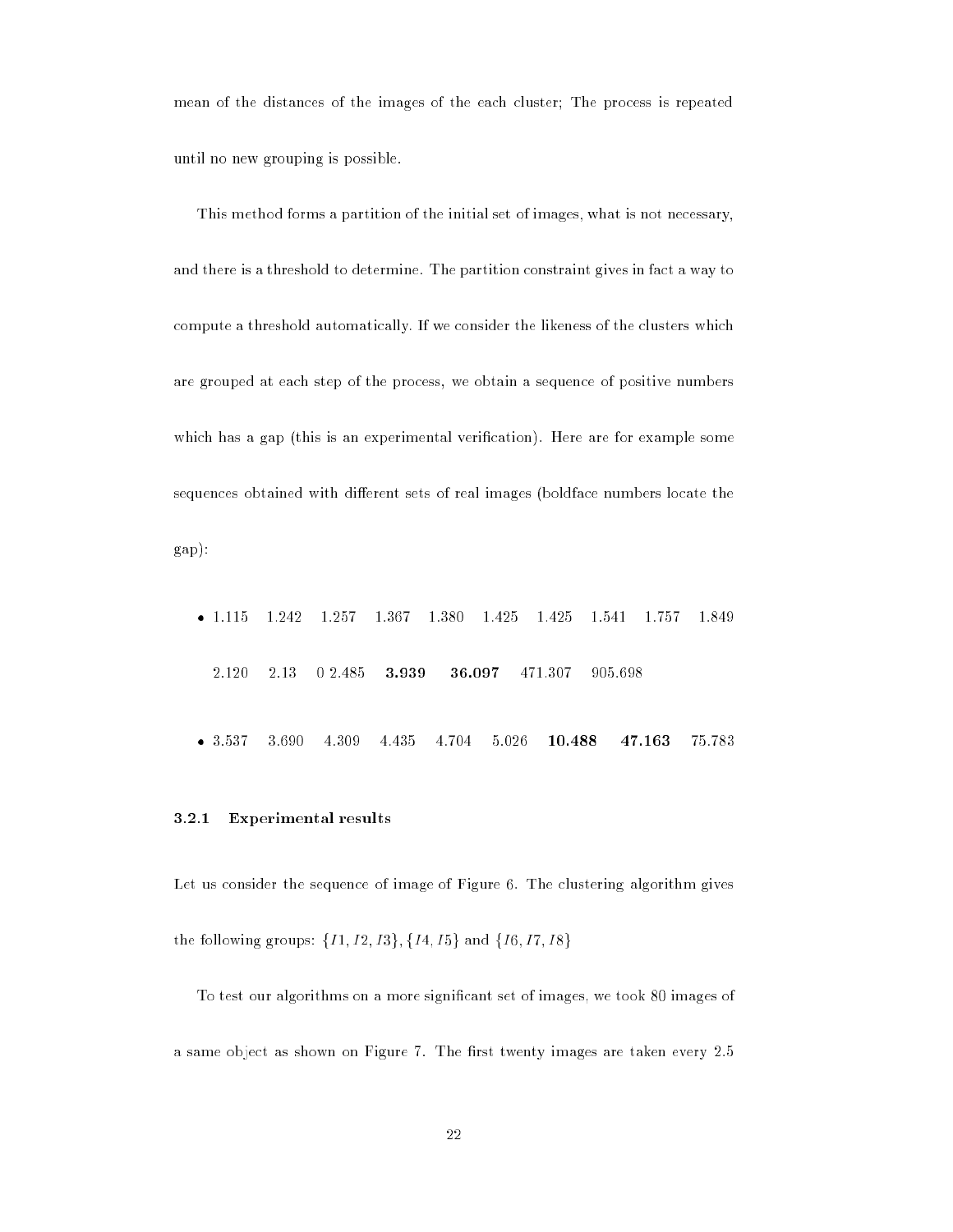mean of the distances of the images of the each cluster; The process is repeated until no new grouping is possible.

This method forms a partition of the initial set of images, what is not necessary, and there is a threshold to determine. The partition constraint gives in fact a way to compute a threshold automatically. If we consider the likeness of the clusters which are grouped at each step of the process, we obtain a sequence of positive numbers which has a gap (this is an experimental verification). Here are for example some sequences obtained with different sets of real images (boldface numbers locate the gap):

- 1.115 1.242 1.257 1.367 1.380 1.425 1.425 1.541 1.757 1.849 2.120 2.13 0 2.485 **3.939** **36.097** 471.307 905.698
- 3.537 3.690 4.309 4.435 4.704 5.026 **10.488** **47.163** 75.783

### 3.2.1 Experimental results

Let us consider the sequence of image of Figure 6. The clustering algorithm gives the following groups: $\{I1, I2, I3\}, \{I4, I5\}$ and $\{I6, I7, I8\}$

To test our algorithms on a more significant set of images, we took 80 images of a same object as shown on Figure 7. The first twenty images are taken every 2.5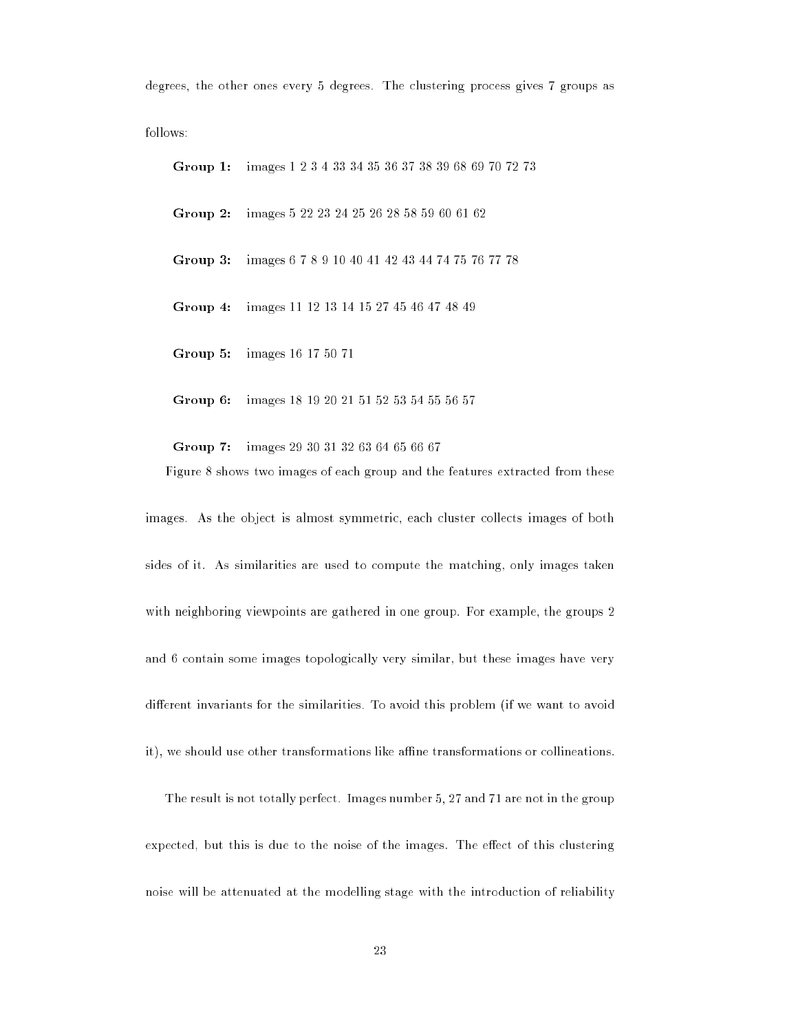degrees, the other ones every 5 degrees. The clustering process gives 7 groups as follows:

**Group 1:** images 1 2 3 4 33 34 35 36 37 38 39 68 69 70 72 73

**Group 2:** images 5 22 23 24 25 26 28 58 59 60 61 62

**Group 3:** images 6 7 8 9 10 40 41 42 43 44 74 75 76 77 78

**Group 4:** images 11 12 13 14 15 27 45 46 47 48 49

**Group 5:** images 16 17 50 71

**Group 6:** images 18 19 20 21 51 52 53 54 55 56 57

**Group 7:** images 29 30 31 32 63 64 65 66 67

Figure 8 shows two images of each group and the features extracted from these images. As the object is almost symmetric, each cluster collects images of both sides of it. As similarities are used to compute the matching, only images taken with neighboring viewpoints are gathered in one group. For example, the groups 2 and 6 contain some images topologically very similar, but these images have very different invariants for the similarities. To avoid this problem (if we want to avoid it), we should use other transformations like affine transformations or collineations.

The result is not totally perfect. Images number 5, 27 and 71 are not in the group expected, but this is due to the noise of the images. The effect of this clustering noise will be attenuated at the modelling stage with the introduction of reliability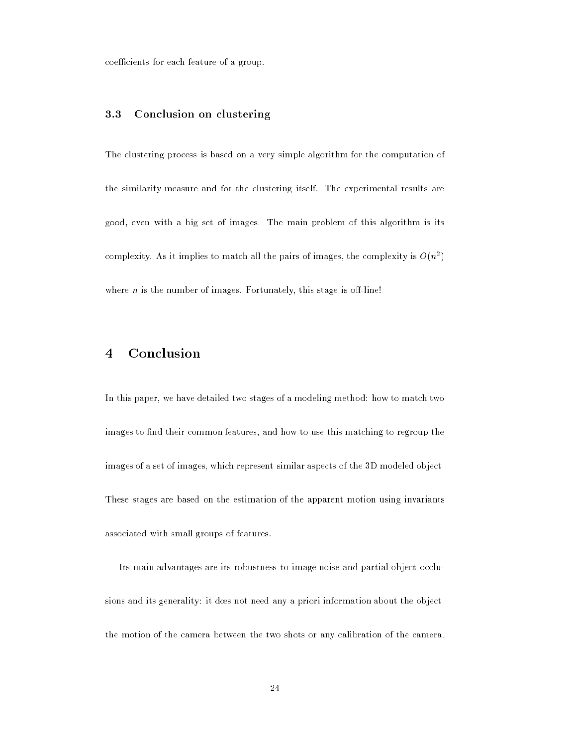coefficients for each feature of a group.

### 3.3 Conclusion on clustering

The clustering process is based on a very simple algorithm for the computation of the similarity measure and for the clustering itself. The experimental results are good, even with a big set of images. The main problem of this algorithm is its complexity. As it implies to match all the pairs of images, the complexity is $O(n^2)$ where $n$ is the number of images. Fortunately, this stage is off-line!

## 4 Conclusion

In this paper, we have detailed two stages of a modeling method: how to match two images to find their common features, and how to use this matching to regroup the images of a set of images, which represent similar aspects of the 3D modeled object. These stages are based on the estimation of the apparent motion using invariants associated with small groups of features.

Its main advantages are its robustness to image noise and partial object occlusions and its generality: it dœs not need any a priori information about the object, the motion of the camera between the two shots or any calibration of the camera.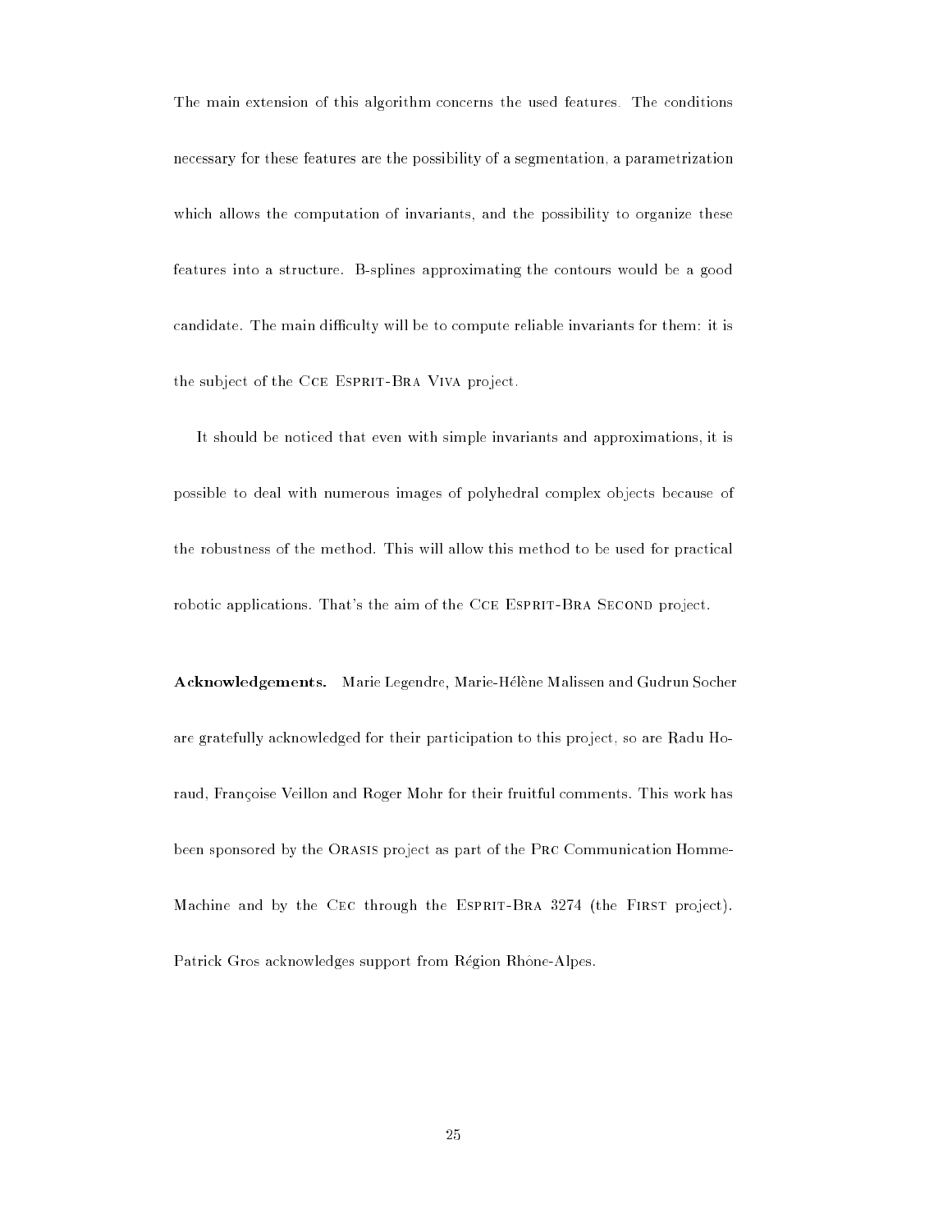The main extension of this algorithm concerns the used features. The conditions necessary for these features are the possibility of a segmentation, a parametrization which allows the computation of invariants, and the possibility to organize these features into a structure. B-splines approximating the contours would be a good candidate. The main difficulty will be to compute reliable invariants for them: it is the subject of the Cce Esprit-Bra Viva project.

It should be noticed that even with simple invariants and approximations, it is possible to deal with numerous images of polyhedral complex objects because of the robustness of the method. This will allow this method to be used for practical robotic applications. That's the aim of the Cce Esprit-Bra Second project.

**Acknowledgements.** Marie Legendre, Marie-Hélène Malissen and Gudrun Socher are gratefully acknowledged for their participation to this project, so are Radu Horaud, Françoise Veillon and Roger Mohr for their fruitful comments. This work has been sponsored by the Orasis project as part of the Prc Communication Homme-Machine and by the Cec through the Esprit-Bra 3274 (the First project). Patrick Gros acknowledges support from Région Rhône-Alpes.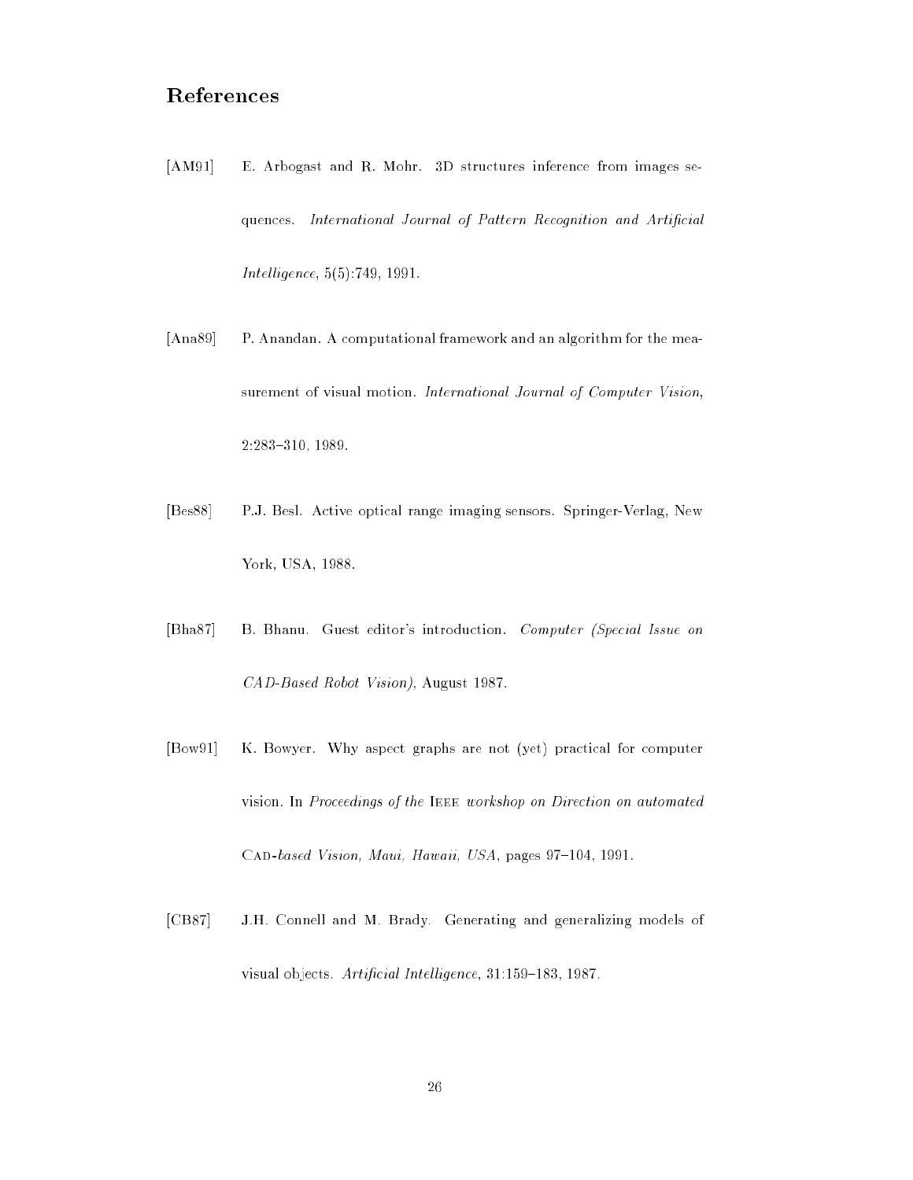## References

[AM91] E. Arbogast and R. Mohr. 3D structures inference from images sequences. *International Journal of Pattern Recognition and Artificial Intelligence*, 5(5):749, 1991.

[Ana89] P. Anandan. A computational framework and an algorithm for the measurement of visual motion. *International Journal of Computer Vision*, 2:283–310, 1989.

[Bes88] P.J. Besl. Active optical range imaging sensors. Springer-Verlag, New York, USA, 1988.

[Bha87] B. Bhanu. Guest editor's introduction. *Computer (Special Issue on CAD-Based Robot Vision)*, August 1987.

[Bow91] K. Bowyer. Why aspect graphs are not (yet) practical for computer vision. In *Proceedings of the IEEE workshop on Direction on automated CAD-based Vision, Maui, Hawaii, USA*, pages 97–104, 1991.

[CB87] J.H. Connell and M. Brady. Generating and generalizing models of visual objects. *Artificial Intelligence*, 31:159–183, 1987.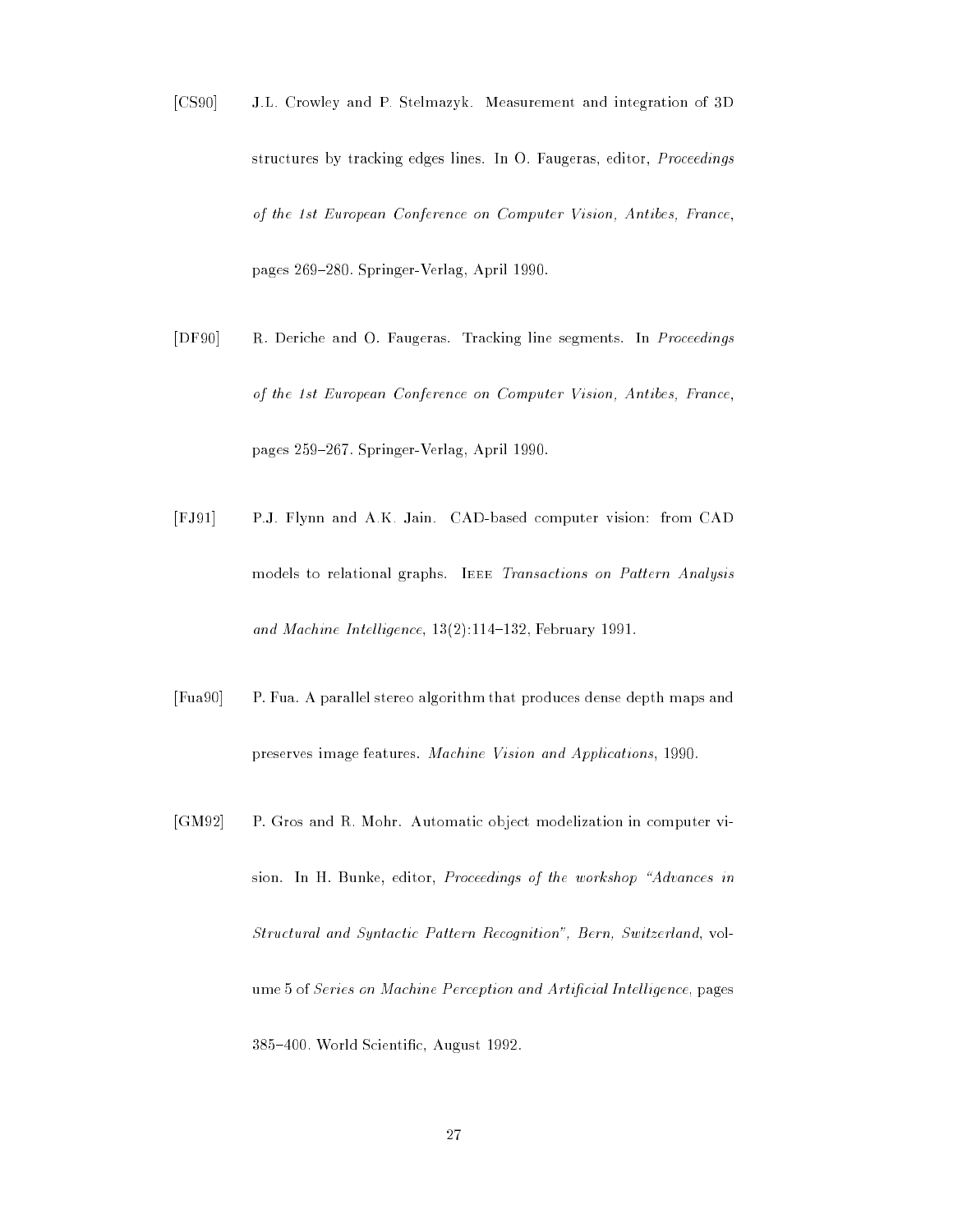[CS90] J.L. Crowley and P. Stelmazyk. Measurement and integration of 3D structures by tracking edges lines. In O. Faugeras, editor, *Proceedings of the 1st European Conference on Computer Vision, Antibes, France*, pages 269–280. Springer-Verlag, April 1990.

[DF90] R. Deriche and O. Faugeras. Tracking line segments. In *Proceedings of the 1st European Conference on Computer Vision, Antibes, France*, pages 259–267. Springer-Verlag, April 1990.

[FJ91] P.J. Flynn and A.K. Jain. CAD-based computer vision: from CAD models to relational graphs. IEEE *Transactions on Pattern Analysis and Machine Intelligence*, 13(2):114–132, February 1991.

[Fua90] P. Fua. A parallel stereo algorithm that produces dense depth maps and preserves image features. *Machine Vision and Applications*, 1990.

[GM92] P. Gros and R. Mohr. Automatic object modelization in computer vision. In H. Bunke, editor, *Proceedings of the workshop "Advances in Structural and Syntactic Pattern Recognition", Bern, Switzerland*, volume 5 of *Series on Machine Perception and Artificial Intelligence*, pages 385–400. World Scientific, August 1992.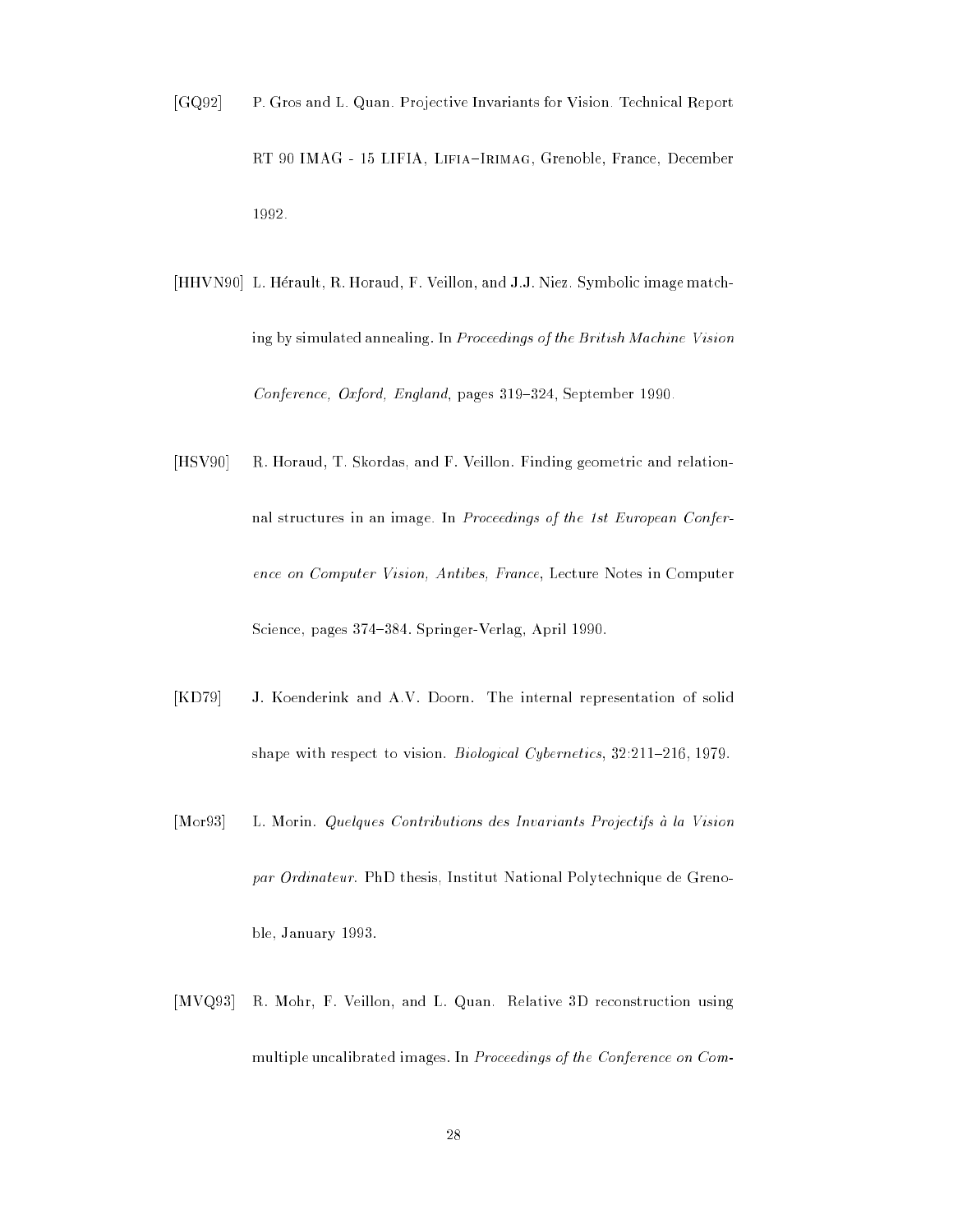[GQ92] P. Gros and L. Quan. Projective Invariants for Vision. Technical Report RT 90 IMAG - 15 LIFIA, Lifia–Irimag, Grenoble, France, December 1992.

[HHVN90] L. Hérault, R. Horaud, F. Veillon, and J.J. Niez. Symbolic image matching by simulated annealing. In *Proceedings of the British Machine Vision Conference, Oxford, England*, pages 319–324, September 1990.

[HSV90] R. Horaud, T. Skordas, and F. Veillon. Finding geometric and relationnal structures in an image. In *Proceedings of the 1st European Conference on Computer Vision, Antibes, France*, Lecture Notes in Computer Science, pages 374–384. Springer-Verlag, April 1990.

[KD79] J. Koenderink and A.V. Doorn. The internal representation of solid shape with respect to vision. *Biological Cybernetics*, 32:211–216, 1979.

[Mor93] L. Morin. *Quelques Contributions des Invariants Projectifs à la Vision par Ordinateur*. PhD thesis, Institut National Polytechnique de Grenoble, January 1993.

[MVQ93] R. Mohr, F. Veillon, and L. Quan. Relative 3D reconstruction using multiple uncalibrated images. In *Proceedings of the Conference on Com-*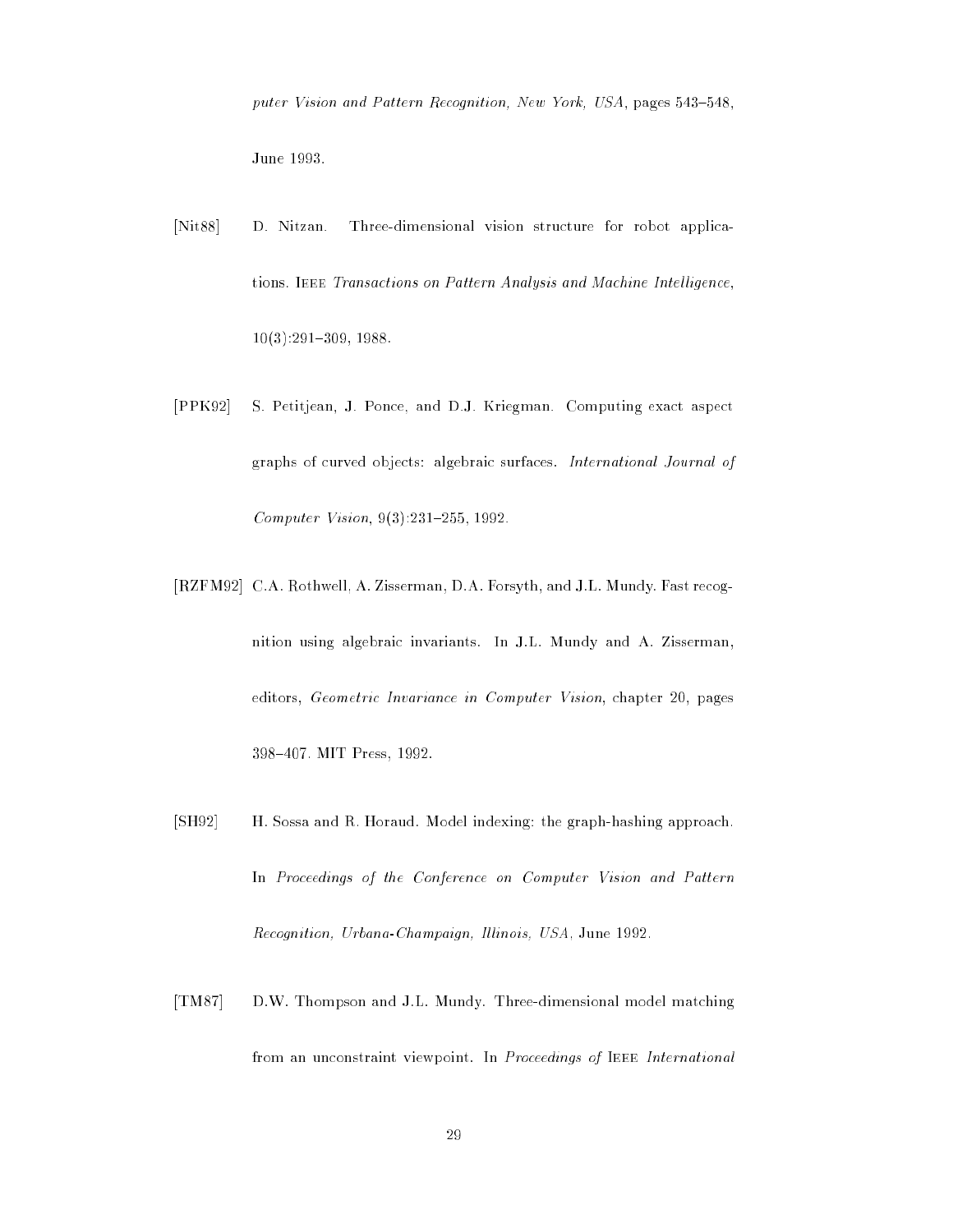*puter Vision and Pattern Recognition, New York, USA*, pages 543–548, June 1993.

[Nit88] D. Nitzan. Three-dimensional vision structure for robot applications. IEEE *Transactions on Pattern Analysis and Machine Intelligence*, 10(3):291–309, 1988.

[PPK92] S. Petitjean, J. Ponce, and D.J. Kriegman. Computing exact aspect graphs of curved objects: algebraic surfaces. *International Journal of Computer Vision*, 9(3):231–255, 1992.

[RZFM92] C.A. Rothwell, A. Zisserman, D.A. Forsyth, and J.L. Mundy. Fast recognition using algebraic invariants. In J.L. Mundy and A. Zisserman, editors, *Geometric Invariance in Computer Vision*, chapter 20, pages 398–407. MIT Press, 1992.

[SH92] H. Sossa and R. Horaud. Model indexing: the graph-hashing approach. In *Proceedings of the Conference on Computer Vision and Pattern Recognition, Urbana-Champaign, Illinois, USA*, June 1992.

[TM87] D.W. Thompson and J.L. Mundy. Three-dimensional model matching from an unconstraint viewpoint. In *Proceedings of* IEEE *International*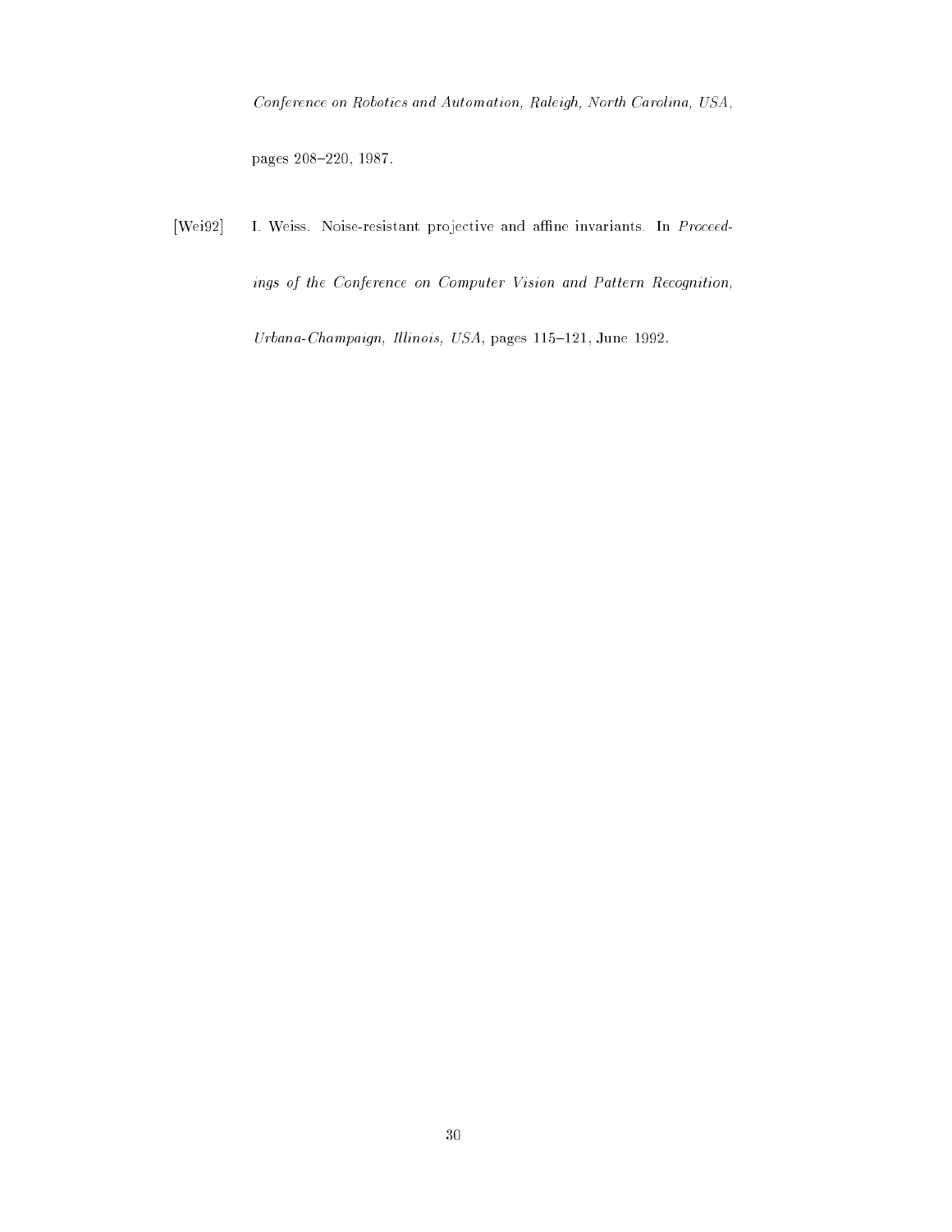*Conference on Robotics and Automation, Raleigh, North Carolina, USA*, pages 208–220, 1987.

[Wei92] I. Weiss. Noise-resistant projective and affine invariants. In *Proceedings of the Conference on Computer Vision and Pattern Recognition, Urbana-Champaign, Illinois, USA*, pages 115–121, June 1992.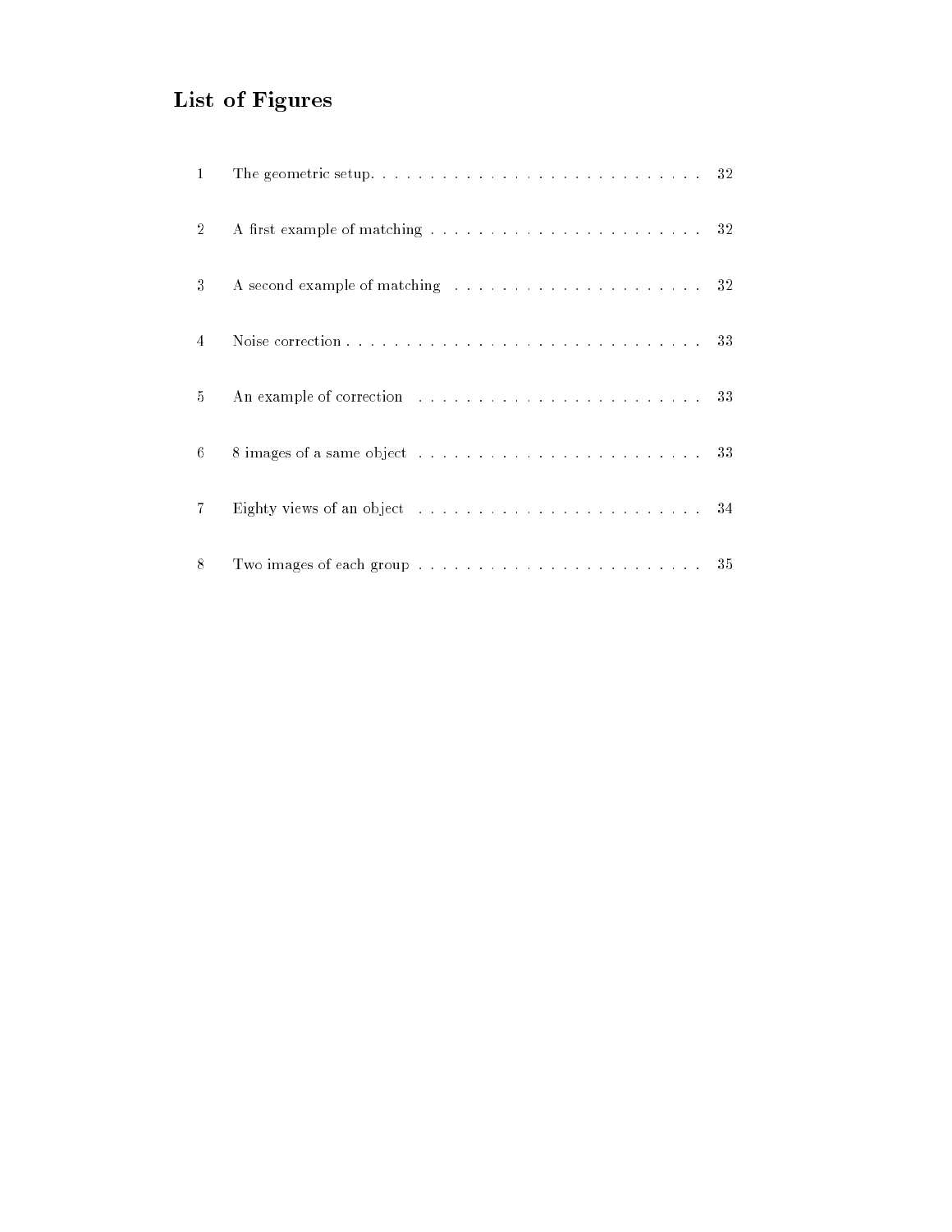# List of Figures

| | | |
|---|---|---|
| 1 | The geometric setup. | 32 |
| 2 | A first example of matching | 32 |
| 3 | A second example of matching | 32 |
| 4 | Noise correction | 33 |
| 5 | An example of correction | 33 |
| 6 | 8 images of a same object | 33 |
| 7 | Eighty views of an object | 34 |
| 8 | Two images of each group | 35 |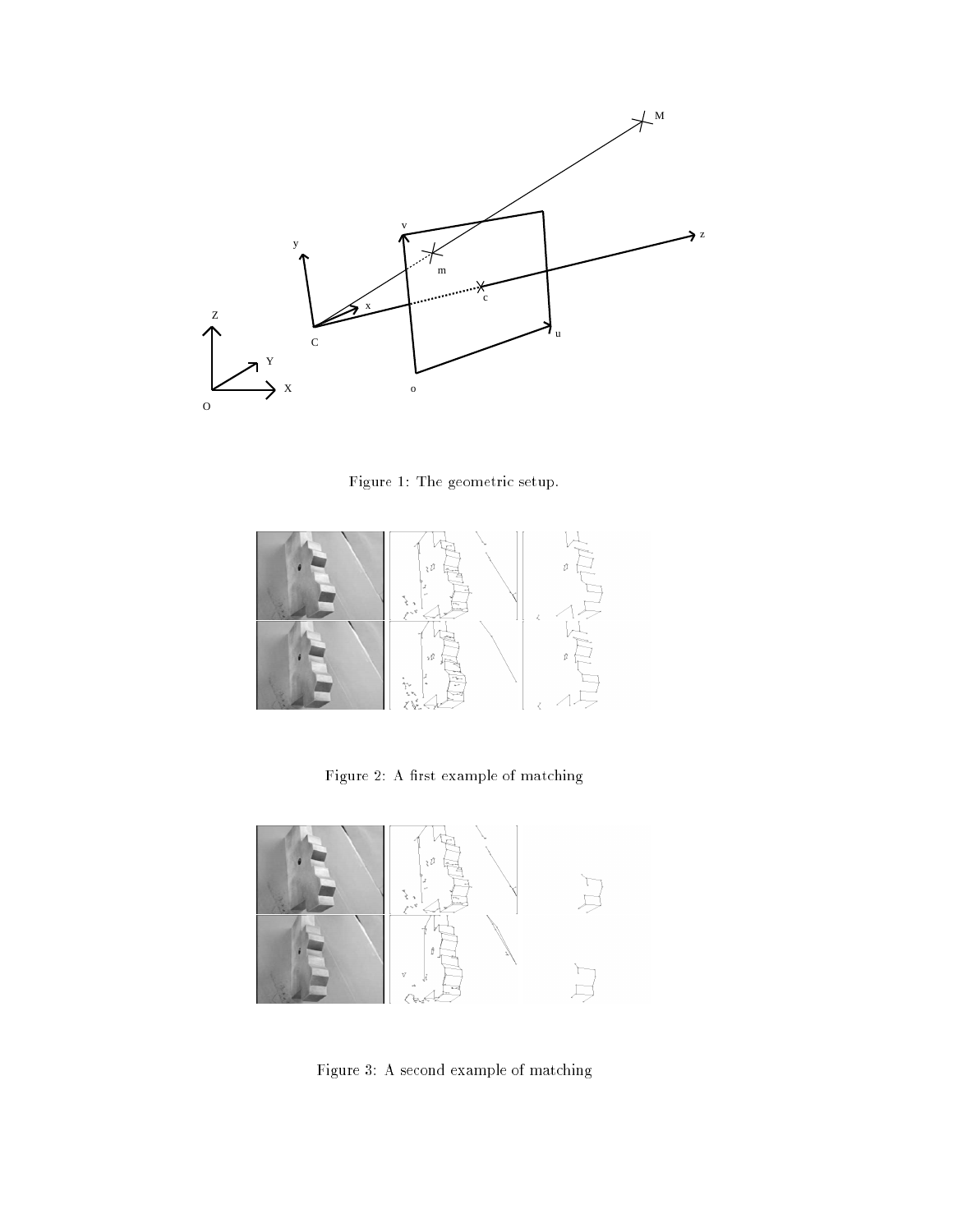Figure 1: The geometric setup.

Figure 2: A first example of matching

Figure 3: A second example of matching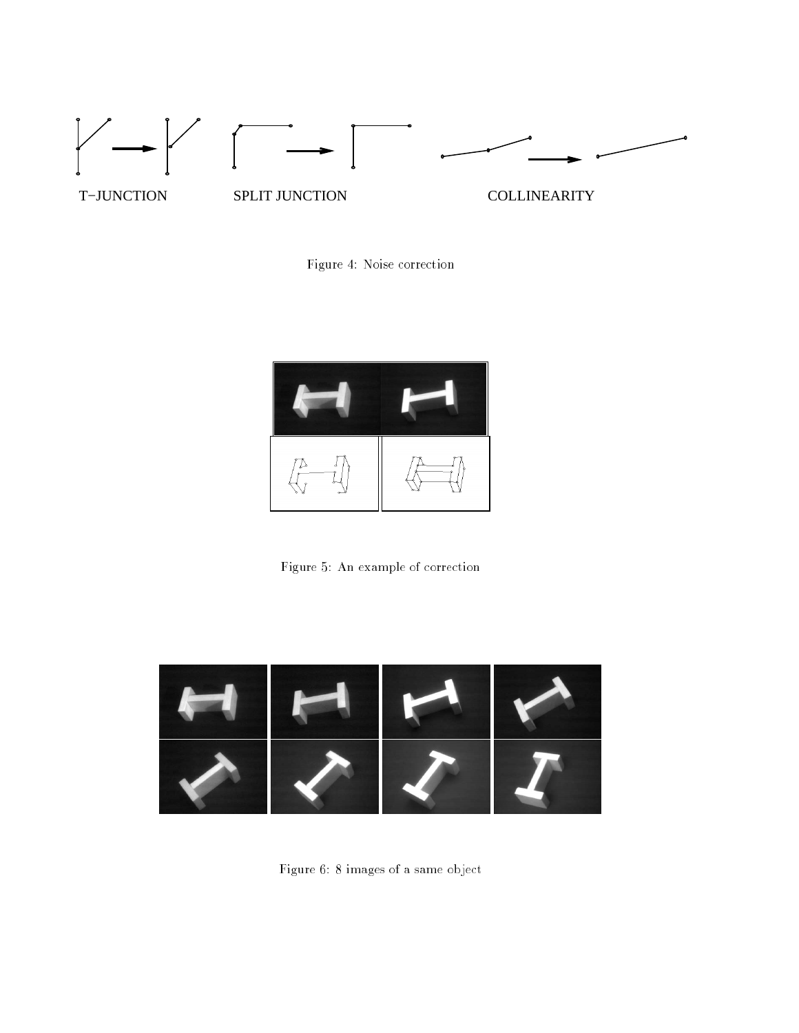T−JUNCTION SPLIT JUNCTION COLLINEARITY

Figure 4: Noise correction

Figure 5: An example of correction

Figure 6: 8 images of a same object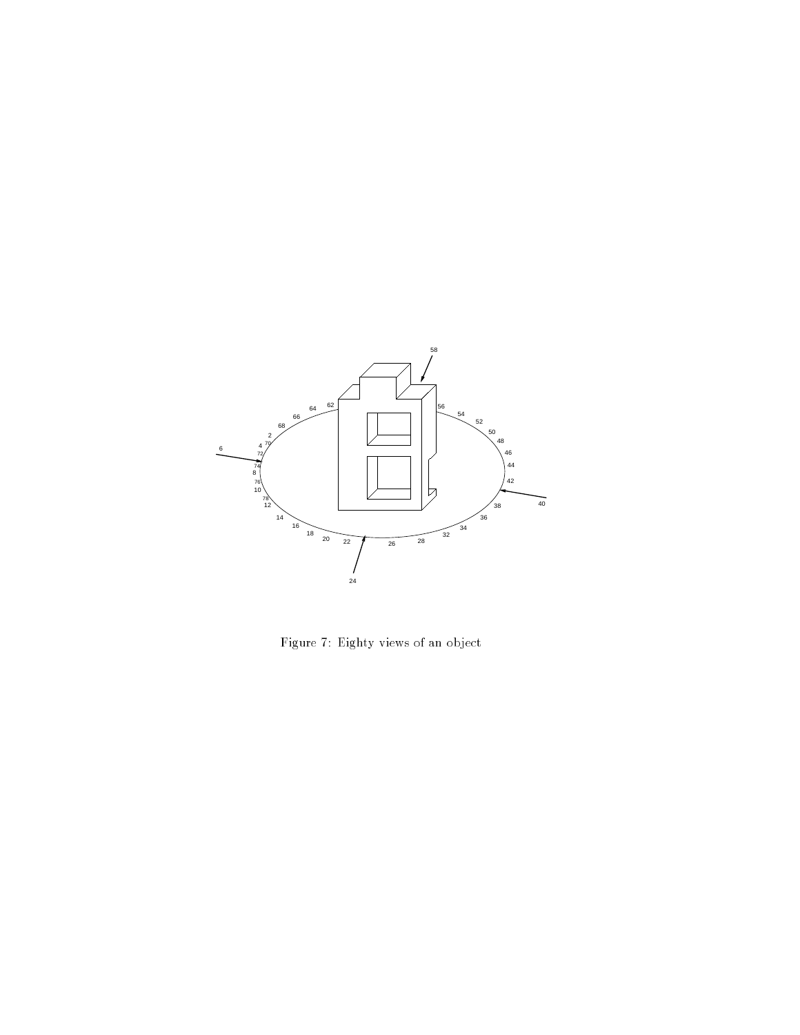Figure 7: Eighty views of an object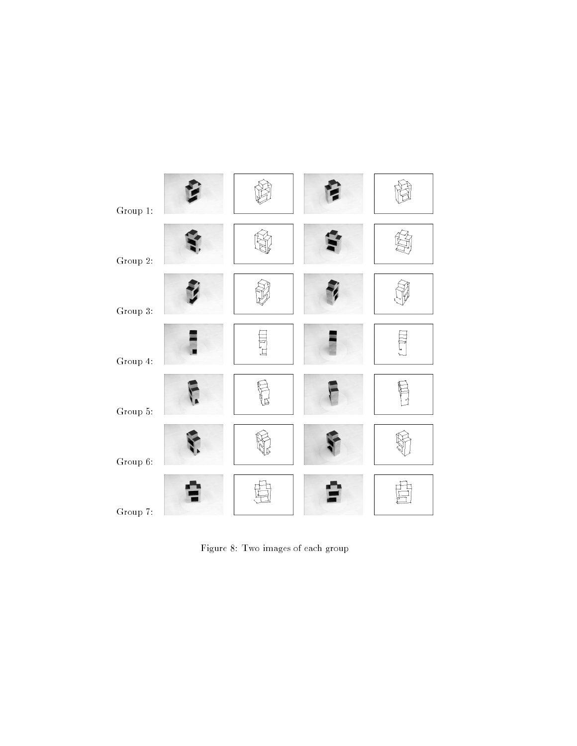Group 1:

Group 2:

Group 3:

Group 4:

Group 5:

Group 6:

Group 7:

Figure 8: Two images of each group